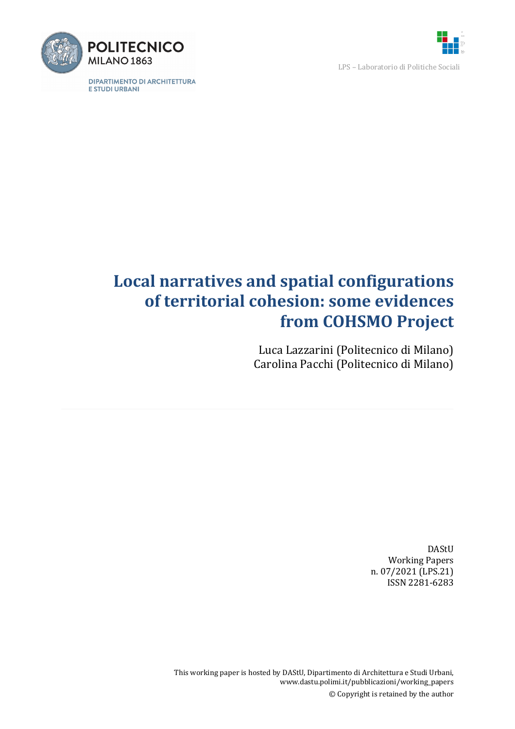POLITECNICO MILANO 1863

DIPARTIMENTO DI ARCHITETTURA E STUDI URBANI

LPS – Laboratorio di Politiche Sociali

# Local narratives and spatial configurations of territorial cohesion: some evidences from COHSMO Project

Luca Lazzarini (Politecnico di Milano)
Carolina Pacchi (Politecnico di Milano)

DAStU
Working Papers
n. 07/2021 (LPS.21)
ISSN 2281-6283

This working paper is hosted by DAStU, Dipartimento di Architettura e Studi Urbani,
www.dastu.polimi.it/pubblicazioni/working_papers

© Copyright is retained by the author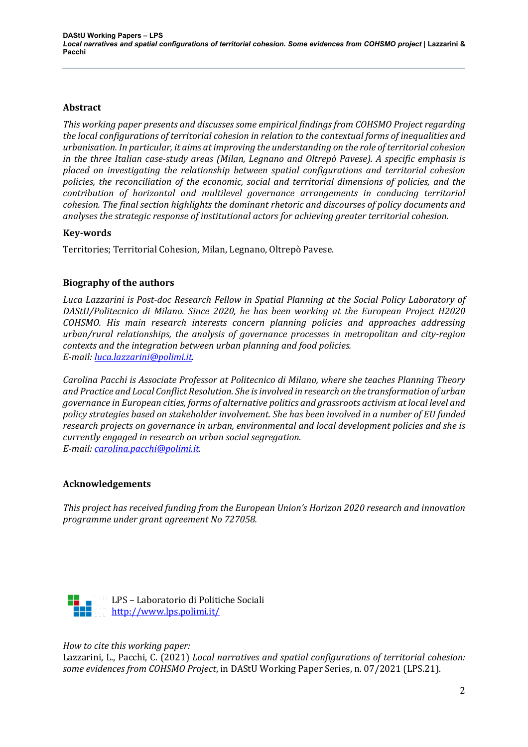## Abstract

*This working paper presents and discusses some empirical findings from COHSMO Project regarding the local configurations of territorial cohesion in relation to the contextual forms of inequalities and urbanisation. In particular, it aims at improving the understanding on the role of territorial cohesion in the three Italian case-study areas (Milan, Legnano and Oltrepò Pavese). A specific emphasis is placed on investigating the relationship between spatial configurations and territorial cohesion policies, the reconciliation of the economic, social and territorial dimensions of policies, and the contribution of horizontal and multilevel governance arrangements in conducing territorial cohesion. The final section highlights the dominant rhetoric and discourses of policy documents and analyses the strategic response of institutional actors for achieving greater territorial cohesion.*

## Key-words

Territories; Territorial Cohesion, Milan, Legnano, Oltrepò Pavese.

## Biography of the authors

*Luca Lazzarini is Post-doc Research Fellow in Spatial Planning at the Social Policy Laboratory of DAStU/Politecnico di Milano. Since 2020, he has been working at the European Project H2020 COHSMO. His main research interests concern planning policies and approaches addressing urban/rural relationships, the analysis of governance processes in metropolitan and city-region contexts and the integration between urban planning and food policies.*
*E-mail: luca.lazzarini@polimi.it.*

*Carolina Pacchi is Associate Professor at Politecnico di Milano, where she teaches Planning Theory and Practice and Local Conflict Resolution. She is involved in research on the transformation of urban governance in European cities, forms of alternative politics and grassroots activism at local level and policy strategies based on stakeholder involvement. She has been involved in a number of EU funded research projects on governance in urban, environmental and local development policies and she is currently engaged in research on urban social segregation.*
*E-mail: carolina.pacchi@polimi.it.*

## Acknowledgements

*This project has received funding from the European Union's Horizon 2020 research and innovation programme under grant agreement No 727058.*

LPS – Laboratorio di Politiche Sociali
http://www.lps.polimi.it/

*How to cite this working paper:*
Lazzarini, L., Pacchi, C. (2021) *Local narratives and spatial configurations of territorial cohesion: some evidences from COHSMO Project*, in DAStU Working Paper Series, n. 07/2021 (LPS.21).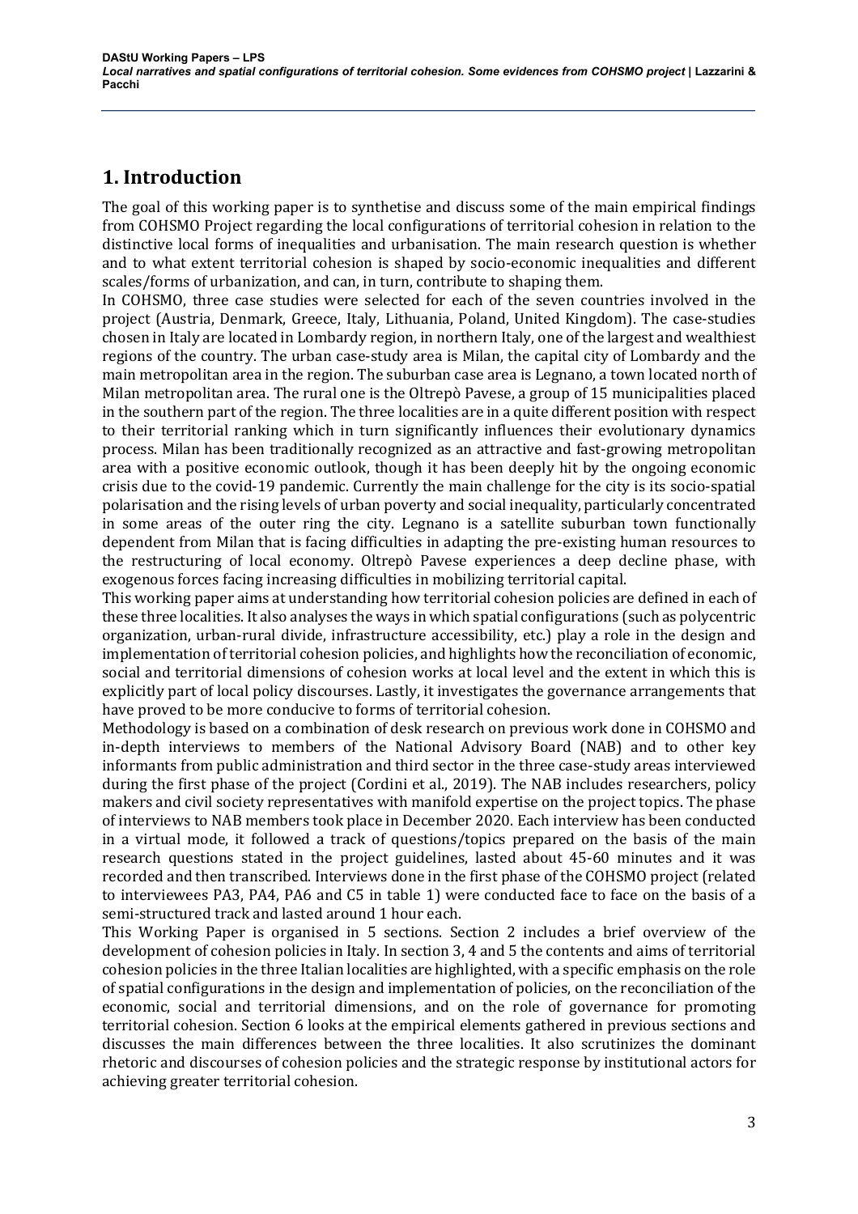## 1. Introduction

The goal of this working paper is to synthetise and discuss some of the main empirical findings from COHSMO Project regarding the local configurations of territorial cohesion in relation to the distinctive local forms of inequalities and urbanisation. The main research question is whether and to what extent territorial cohesion is shaped by socio-economic inequalities and different scales/forms of urbanization, and can, in turn, contribute to shaping them.

In COHSMO, three case studies were selected for each of the seven countries involved in the project (Austria, Denmark, Greece, Italy, Lithuania, Poland, United Kingdom). The case-studies chosen in Italy are located in Lombardy region, in northern Italy, one of the largest and wealthiest regions of the country. The urban case-study area is Milan, the capital city of Lombardy and the main metropolitan area in the region. The suburban case area is Legnano, a town located north of Milan metropolitan area. The rural one is the Oltrepò Pavese, a group of 15 municipalities placed in the southern part of the region. The three localities are in a quite different position with respect to their territorial ranking which in turn significantly influences their evolutionary dynamics process. Milan has been traditionally recognized as an attractive and fast-growing metropolitan area with a positive economic outlook, though it has been deeply hit by the ongoing economic crisis due to the covid-19 pandemic. Currently the main challenge for the city is its socio-spatial polarisation and the rising levels of urban poverty and social inequality, particularly concentrated in some areas of the outer ring the city. Legnano is a satellite suburban town functionally dependent from Milan that is facing difficulties in adapting the pre-existing human resources to the restructuring of local economy. Oltrepò Pavese experiences a deep decline phase, with exogenous forces facing increasing difficulties in mobilizing territorial capital.

This working paper aims at understanding how territorial cohesion policies are defined in each of these three localities. It also analyses the ways in which spatial configurations (such as polycentric organization, urban-rural divide, infrastructure accessibility, etc.) play a role in the design and implementation of territorial cohesion policies, and highlights how the reconciliation of economic, social and territorial dimensions of cohesion works at local level and the extent in which this is explicitly part of local policy discourses. Lastly, it investigates the governance arrangements that have proved to be more conducive to forms of territorial cohesion.

Methodology is based on a combination of desk research on previous work done in COHSMO and in-depth interviews to members of the National Advisory Board (NAB) and to other key informants from public administration and third sector in the three case-study areas interviewed during the first phase of the project (Cordini et al., 2019). The NAB includes researchers, policy makers and civil society representatives with manifold expertise on the project topics. The phase of interviews to NAB members took place in December 2020. Each interview has been conducted in a virtual mode, it followed a track of questions/topics prepared on the basis of the main research questions stated in the project guidelines, lasted about 45-60 minutes and it was recorded and then transcribed. Interviews done in the first phase of the COHSMO project (related to interviewees PA3, PA4, PA6 and C5 in table 1) were conducted face to face on the basis of a semi-structured track and lasted around 1 hour each.

This Working Paper is organised in 5 sections. Section 2 includes a brief overview of the development of cohesion policies in Italy. In section 3, 4 and 5 the contents and aims of territorial cohesion policies in the three Italian localities are highlighted, with a specific emphasis on the role of spatial configurations in the design and implementation of policies, on the reconciliation of the economic, social and territorial dimensions, and on the role of governance for promoting territorial cohesion. Section 6 looks at the empirical elements gathered in previous sections and discusses the main differences between the three localities. It also scrutinizes the dominant rhetoric and discourses of cohesion policies and the strategic response by institutional actors for achieving greater territorial cohesion.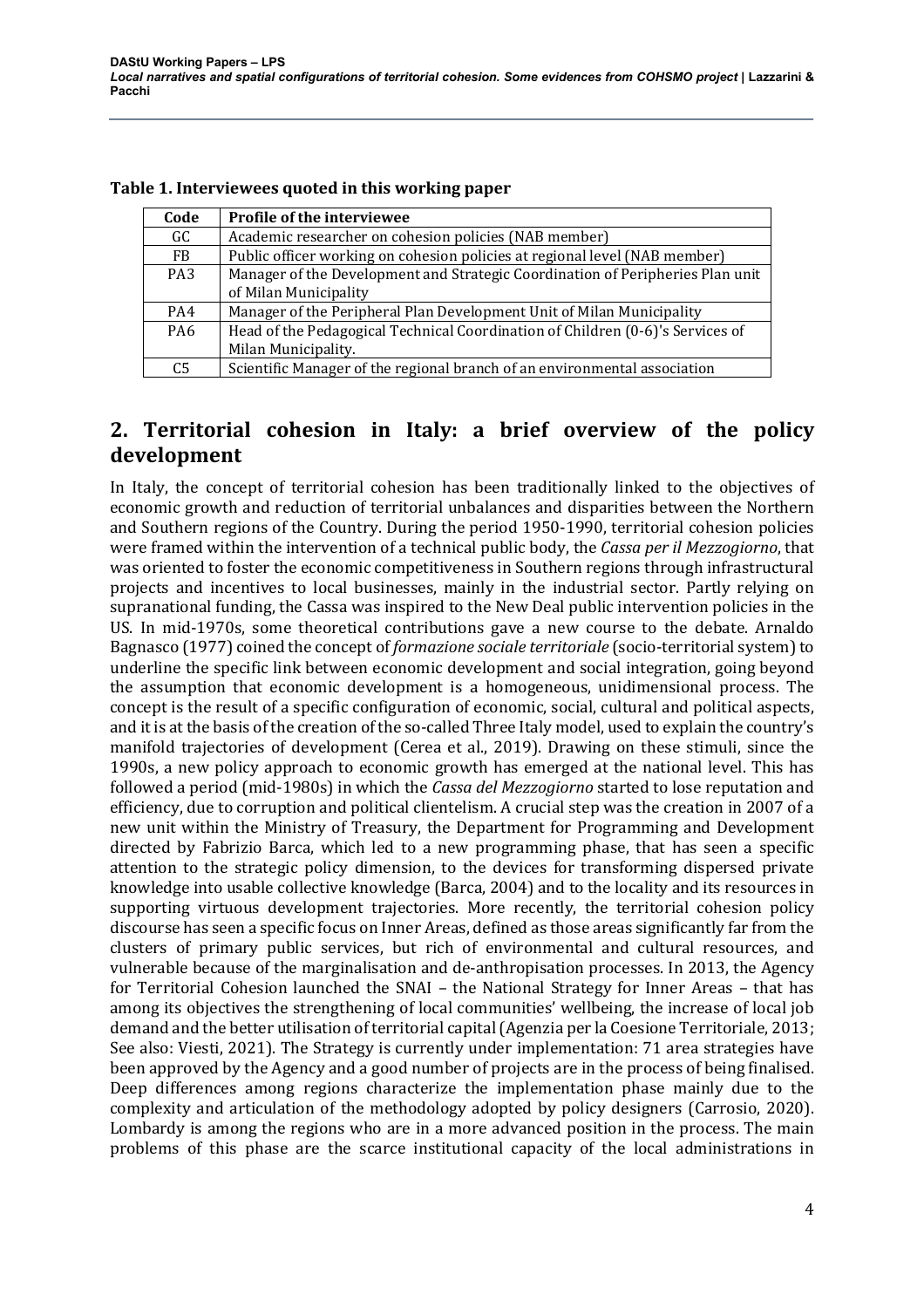**Table 1. Interviewees quoted in this working paper**

| Code | Profile of the interviewee |
|---|---|
| GC | Academic researcher on cohesion policies (NAB member) |
| FB | Public officer working on cohesion policies at regional level (NAB member) |
| PA3 | Manager of the Development and Strategic Coordination of Peripheries Plan unit of Milan Municipality |
| PA4 | Manager of the Peripheral Plan Development Unit of Milan Municipality |
| PA6 | Head of the Pedagogical Technical Coordination of Children (0-6)'s Services of Milan Municipality. |
| C5 | Scientific Manager of the regional branch of an environmental association |

## 2. Territorial cohesion in Italy: a brief overview of the policy development

In Italy, the concept of territorial cohesion has been traditionally linked to the objectives of economic growth and reduction of territorial unbalances and disparities between the Northern and Southern regions of the Country. During the period 1950-1990, territorial cohesion policies were framed within the intervention of a technical public body, the *Cassa per il Mezzogiorno*, that was oriented to foster the economic competitiveness in Southern regions through infrastructural projects and incentives to local businesses, mainly in the industrial sector. Partly relying on supranational funding, the Cassa was inspired to the New Deal public intervention policies in the US. In mid-1970s, some theoretical contributions gave a new course to the debate. Arnaldo Bagnasco (1977) coined the concept of *formazione sociale territoriale* (socio-territorial system) to underline the specific link between economic development and social integration, going beyond the assumption that economic development is a homogeneous, unidimensional process. The concept is the result of a specific configuration of economic, social, cultural and political aspects, and it is at the basis of the creation of the so-called Three Italy model, used to explain the country's manifold trajectories of development (Cerea et al., 2019). Drawing on these stimuli, since the 1990s, a new policy approach to economic growth has emerged at the national level. This has followed a period (mid-1980s) in which the *Cassa del Mezzogiorno* started to lose reputation and efficiency, due to corruption and political clientelism. A crucial step was the creation in 2007 of a new unit within the Ministry of Treasury, the Department for Programming and Development directed by Fabrizio Barca, which led to a new programming phase, that has seen a specific attention to the strategic policy dimension, to the devices for transforming dispersed private knowledge into usable collective knowledge (Barca, 2004) and to the locality and its resources in supporting virtuous development trajectories. More recently, the territorial cohesion policy discourse has seen a specific focus on Inner Areas, defined as those areas significantly far from the clusters of primary public services, but rich of environmental and cultural resources, and vulnerable because of the marginalisation and de-anthropisation processes. In 2013, the Agency for Territorial Cohesion launched the SNAI – the National Strategy for Inner Areas – that has among its objectives the strengthening of local communities' wellbeing, the increase of local job demand and the better utilisation of territorial capital (Agenzia per la Coesione Territoriale, 2013; See also: Viesti, 2021). The Strategy is currently under implementation: 71 area strategies have been approved by the Agency and a good number of projects are in the process of being finalised. Deep differences among regions characterize the implementation phase mainly due to the complexity and articulation of the methodology adopted by policy designers (Carrosio, 2020). Lombardy is among the regions who are in a more advanced position in the process. The main problems of this phase are the scarce institutional capacity of the local administrations in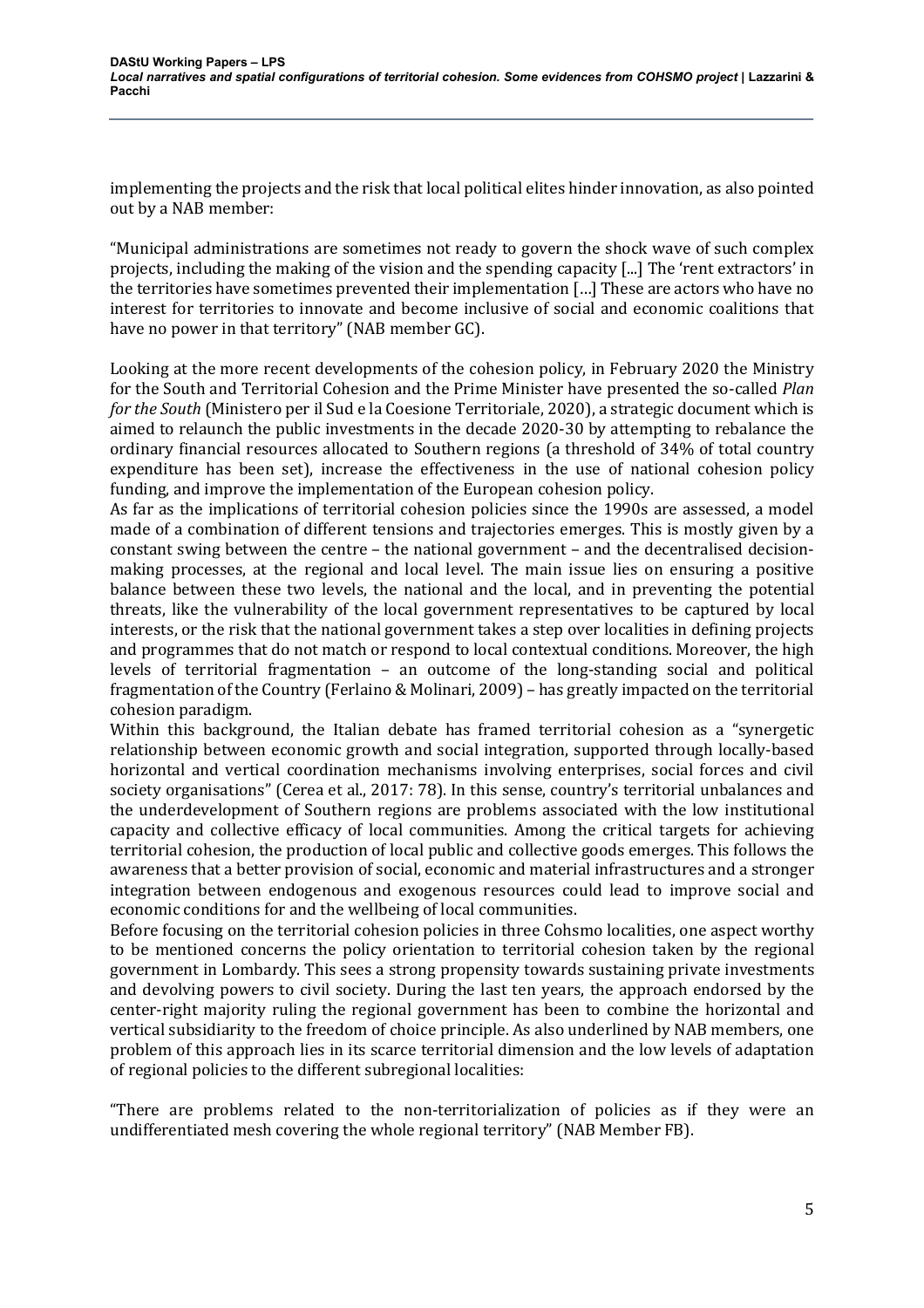implementing the projects and the risk that local political elites hinder innovation, as also pointed out by a NAB member:

"Municipal administrations are sometimes not ready to govern the shock wave of such complex projects, including the making of the vision and the spending capacity [...] The 'rent extractors' in the territories have sometimes prevented their implementation […] These are actors who have no interest for territories to innovate and become inclusive of social and economic coalitions that have no power in that territory" (NAB member GC).

Looking at the more recent developments of the cohesion policy, in February 2020 the Ministry for the South and Territorial Cohesion and the Prime Minister have presented the so-called *Plan for the South* (Ministero per il Sud e la Coesione Territoriale, 2020), a strategic document which is aimed to relaunch the public investments in the decade 2020-30 by attempting to rebalance the ordinary financial resources allocated to Southern regions (a threshold of 34% of total country expenditure has been set), increase the effectiveness in the use of national cohesion policy funding, and improve the implementation of the European cohesion policy.

As far as the implications of territorial cohesion policies since the 1990s are assessed, a model made of a combination of different tensions and trajectories emerges. This is mostly given by a constant swing between the centre – the national government – and the decentralised decision-making processes, at the regional and local level. The main issue lies on ensuring a positive balance between these two levels, the national and the local, and in preventing the potential threats, like the vulnerability of the local government representatives to be captured by local interests, or the risk that the national government takes a step over localities in defining projects and programmes that do not match or respond to local contextual conditions. Moreover, the high levels of territorial fragmentation – an outcome of the long-standing social and political fragmentation of the Country (Ferlaino & Molinari, 2009) – has greatly impacted on the territorial cohesion paradigm.

Within this background, the Italian debate has framed territorial cohesion as a "synergetic relationship between economic growth and social integration, supported through locally-based horizontal and vertical coordination mechanisms involving enterprises, social forces and civil society organisations" (Cerea et al., 2017: 78). In this sense, country's territorial unbalances and the underdevelopment of Southern regions are problems associated with the low institutional capacity and collective efficacy of local communities. Among the critical targets for achieving territorial cohesion, the production of local public and collective goods emerges. This follows the awareness that a better provision of social, economic and material infrastructures and a stronger integration between endogenous and exogenous resources could lead to improve social and economic conditions for and the wellbeing of local communities.

Before focusing on the territorial cohesion policies in three Cohsmo localities, one aspect worthy to be mentioned concerns the policy orientation to territorial cohesion taken by the regional government in Lombardy. This sees a strong propensity towards sustaining private investments and devolving powers to civil society. During the last ten years, the approach endorsed by the center-right majority ruling the regional government has been to combine the horizontal and vertical subsidiarity to the freedom of choice principle. As also underlined by NAB members, one problem of this approach lies in its scarce territorial dimension and the low levels of adaptation of regional policies to the different subregional localities:

"There are problems related to the non-territorialization of policies as if they were an undifferentiated mesh covering the whole regional territory" (NAB Member FB).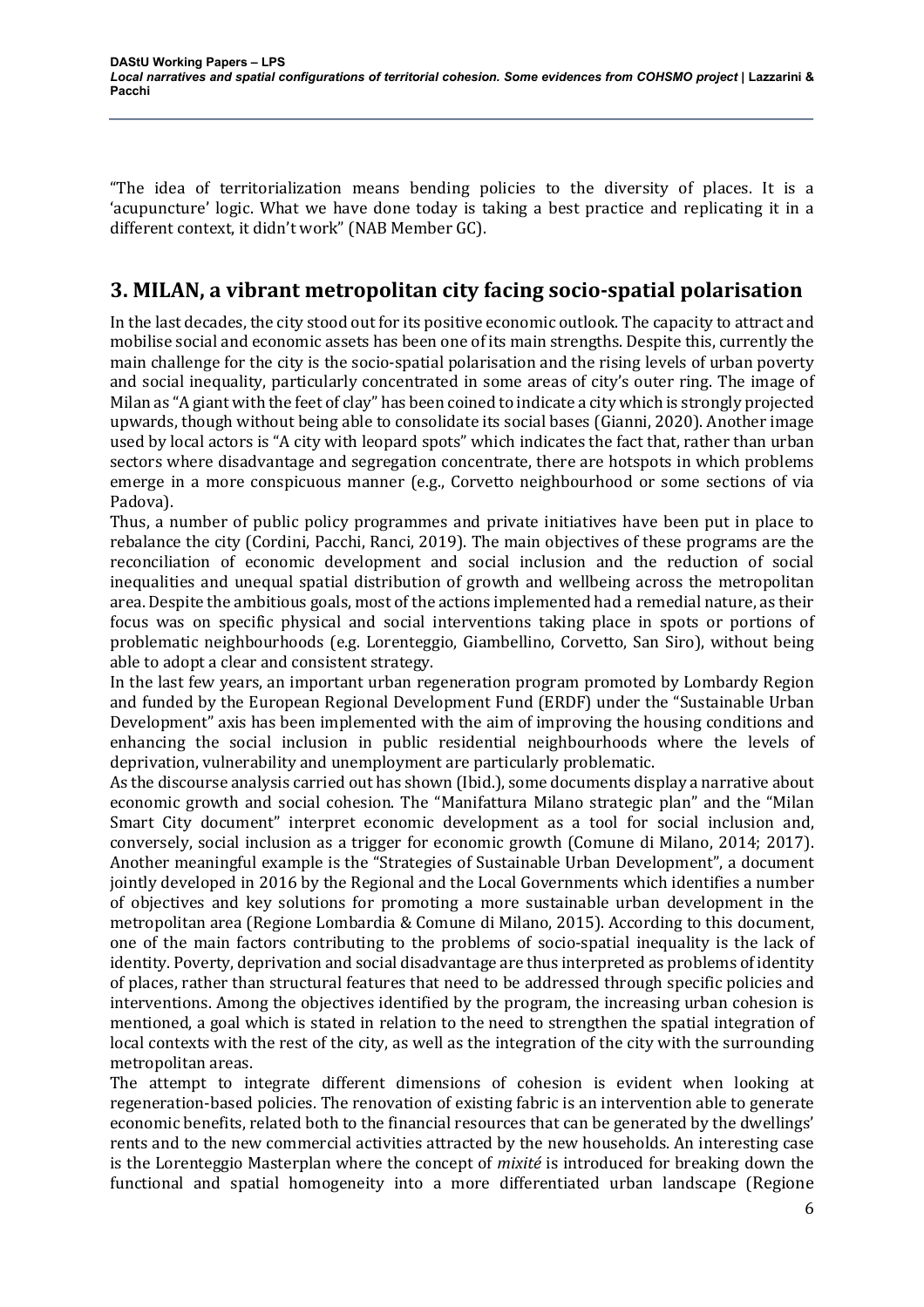"The idea of territorialization means bending policies to the diversity of places. It is a 'acupuncture' logic. What we have done today is taking a best practice and replicating it in a different context, it didn't work" (NAB Member GC).

## 3. MILAN, a vibrant metropolitan city facing socio-spatial polarisation

In the last decades, the city stood out for its positive economic outlook. The capacity to attract and mobilise social and economic assets has been one of its main strengths. Despite this, currently the main challenge for the city is the socio-spatial polarisation and the rising levels of urban poverty and social inequality, particularly concentrated in some areas of city's outer ring. The image of Milan as "A giant with the feet of clay" has been coined to indicate a city which is strongly projected upwards, though without being able to consolidate its social bases (Gianni, 2020). Another image used by local actors is "A city with leopard spots" which indicates the fact that, rather than urban sectors where disadvantage and segregation concentrate, there are hotspots in which problems emerge in a more conspicuous manner (e.g., Corvetto neighbourhood or some sections of via Padova).

Thus, a number of public policy programmes and private initiatives have been put in place to rebalance the city (Cordini, Pacchi, Ranci, 2019). The main objectives of these programs are the reconciliation of economic development and social inclusion and the reduction of social inequalities and unequal spatial distribution of growth and wellbeing across the metropolitan area. Despite the ambitious goals, most of the actions implemented had a remedial nature, as their focus was on specific physical and social interventions taking place in spots or portions of problematic neighbourhoods (e.g. Lorenteggio, Giambellino, Corvetto, San Siro), without being able to adopt a clear and consistent strategy.

In the last few years, an important urban regeneration program promoted by Lombardy Region and funded by the European Regional Development Fund (ERDF) under the "Sustainable Urban Development" axis has been implemented with the aim of improving the housing conditions and enhancing the social inclusion in public residential neighbourhoods where the levels of deprivation, vulnerability and unemployment are particularly problematic.

As the discourse analysis carried out has shown (Ibid.), some documents display a narrative about economic growth and social cohesion. The "Manifattura Milano strategic plan" and the "Milan Smart City document" interpret economic development as a tool for social inclusion and, conversely, social inclusion as a trigger for economic growth (Comune di Milano, 2014; 2017). Another meaningful example is the "Strategies of Sustainable Urban Development", a document jointly developed in 2016 by the Regional and the Local Governments which identifies a number of objectives and key solutions for promoting a more sustainable urban development in the metropolitan area (Regione Lombardia & Comune di Milano, 2015). According to this document, one of the main factors contributing to the problems of socio-spatial inequality is the lack of identity. Poverty, deprivation and social disadvantage are thus interpreted as problems of identity of places, rather than structural features that need to be addressed through specific policies and interventions. Among the objectives identified by the program, the increasing urban cohesion is mentioned, a goal which is stated in relation to the need to strengthen the spatial integration of local contexts with the rest of the city, as well as the integration of the city with the surrounding metropolitan areas.

The attempt to integrate different dimensions of cohesion is evident when looking at regeneration-based policies. The renovation of existing fabric is an intervention able to generate economic benefits, related both to the financial resources that can be generated by the dwellings' rents and to the new commercial activities attracted by the new households. An interesting case is the Lorenteggio Masterplan where the concept of *mixité* is introduced for breaking down the functional and spatial homogeneity into a more differentiated urban landscape (Regione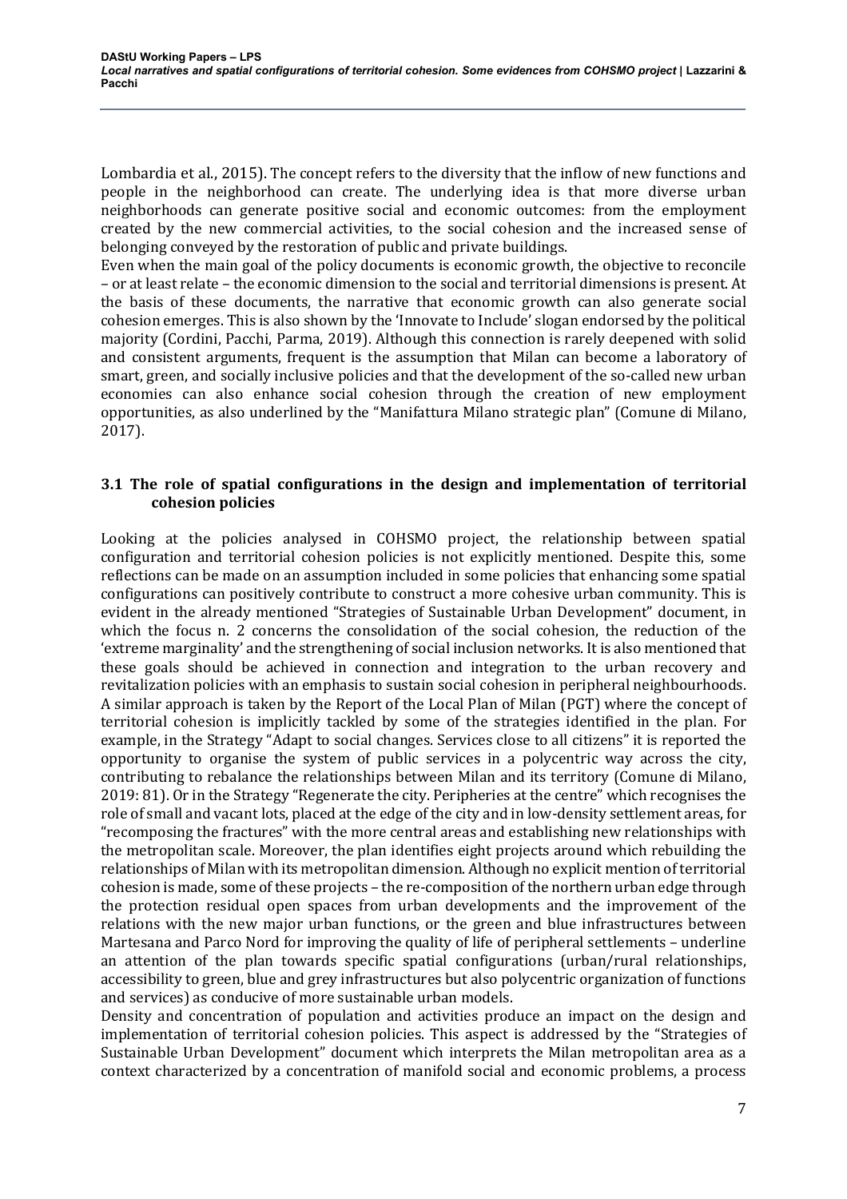Lombardia et al., 2015). The concept refers to the diversity that the inflow of new functions and people in the neighborhood can create. The underlying idea is that more diverse urban neighborhoods can generate positive social and economic outcomes: from the employment created by the new commercial activities, to the social cohesion and the increased sense of belonging conveyed by the restoration of public and private buildings.

Even when the main goal of the policy documents is economic growth, the objective to reconcile – or at least relate – the economic dimension to the social and territorial dimensions is present. At the basis of these documents, the narrative that economic growth can also generate social cohesion emerges. This is also shown by the 'Innovate to Include' slogan endorsed by the political majority (Cordini, Pacchi, Parma, 2019). Although this connection is rarely deepened with solid and consistent arguments, frequent is the assumption that Milan can become a laboratory of smart, green, and socially inclusive policies and that the development of the so-called new urban economies can also enhance social cohesion through the creation of new employment opportunities, as also underlined by the "Manifattura Milano strategic plan" (Comune di Milano, 2017).

### 3.1 The role of spatial configurations in the design and implementation of territorial cohesion policies

Looking at the policies analysed in COHSMO project, the relationship between spatial configuration and territorial cohesion policies is not explicitly mentioned. Despite this, some reflections can be made on an assumption included in some policies that enhancing some spatial configurations can positively contribute to construct a more cohesive urban community. This is evident in the already mentioned "Strategies of Sustainable Urban Development" document, in which the focus n. 2 concerns the consolidation of the social cohesion, the reduction of the 'extreme marginality' and the strengthening of social inclusion networks. It is also mentioned that these goals should be achieved in connection and integration to the urban recovery and revitalization policies with an emphasis to sustain social cohesion in peripheral neighbourhoods. A similar approach is taken by the Report of the Local Plan of Milan (PGT) where the concept of territorial cohesion is implicitly tackled by some of the strategies identified in the plan. For example, in the Strategy "Adapt to social changes. Services close to all citizens" it is reported the opportunity to organise the system of public services in a polycentric way across the city, contributing to rebalance the relationships between Milan and its territory (Comune di Milano, 2019: 81). Or in the Strategy "Regenerate the city. Peripheries at the centre" which recognises the role of small and vacant lots, placed at the edge of the city and in low-density settlement areas, for "recomposing the fractures" with the more central areas and establishing new relationships with the metropolitan scale. Moreover, the plan identifies eight projects around which rebuilding the relationships of Milan with its metropolitan dimension. Although no explicit mention of territorial cohesion is made, some of these projects – the re-composition of the northern urban edge through the protection residual open spaces from urban developments and the improvement of the relations with the new major urban functions, or the green and blue infrastructures between Martesana and Parco Nord for improving the quality of life of peripheral settlements – underline an attention of the plan towards specific spatial configurations (urban/rural relationships, accessibility to green, blue and grey infrastructures but also polycentric organization of functions and services) as conducive of more sustainable urban models.

Density and concentration of population and activities produce an impact on the design and implementation of territorial cohesion policies. This aspect is addressed by the "Strategies of Sustainable Urban Development" document which interprets the Milan metropolitan area as a context characterized by a concentration of manifold social and economic problems, a process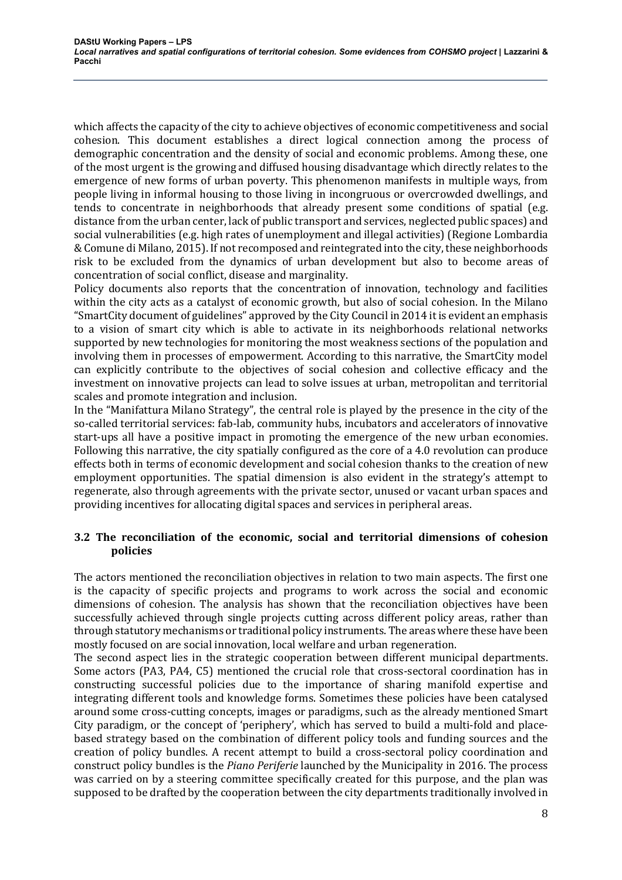which affects the capacity of the city to achieve objectives of economic competitiveness and social cohesion. This document establishes a direct logical connection among the process of demographic concentration and the density of social and economic problems. Among these, one of the most urgent is the growing and diffused housing disadvantage which directly relates to the emergence of new forms of urban poverty. This phenomenon manifests in multiple ways, from people living in informal housing to those living in incongruous or overcrowded dwellings, and tends to concentrate in neighborhoods that already present some conditions of spatial (e.g. distance from the urban center, lack of public transport and services, neglected public spaces) and social vulnerabilities (e.g. high rates of unemployment and illegal activities) (Regione Lombardia & Comune di Milano, 2015). If not recomposed and reintegrated into the city, these neighborhoods risk to be excluded from the dynamics of urban development but also to become areas of concentration of social conflict, disease and marginality.

Policy documents also reports that the concentration of innovation, technology and facilities within the city acts as a catalyst of economic growth, but also of social cohesion. In the Milano "SmartCity document of guidelines" approved by the City Council in 2014 it is evident an emphasis to a vision of smart city which is able to activate in its neighborhoods relational networks supported by new technologies for monitoring the most weakness sections of the population and involving them in processes of empowerment. According to this narrative, the SmartCity model can explicitly contribute to the objectives of social cohesion and collective efficacy and the investment on innovative projects can lead to solve issues at urban, metropolitan and territorial scales and promote integration and inclusion.

In the "Manifattura Milano Strategy", the central role is played by the presence in the city of the so-called territorial services: fab-lab, community hubs, incubators and accelerators of innovative start-ups all have a positive impact in promoting the emergence of the new urban economies. Following this narrative, the city spatially configured as the core of a 4.0 revolution can produce effects both in terms of economic development and social cohesion thanks to the creation of new employment opportunities. The spatial dimension is also evident in the strategy's attempt to regenerate, also through agreements with the private sector, unused or vacant urban spaces and providing incentives for allocating digital spaces and services in peripheral areas.

### 3.2 The reconciliation of the economic, social and territorial dimensions of cohesion policies

The actors mentioned the reconciliation objectives in relation to two main aspects. The first one is the capacity of specific projects and programs to work across the social and economic dimensions of cohesion. The analysis has shown that the reconciliation objectives have been successfully achieved through single projects cutting across different policy areas, rather than through statutory mechanisms or traditional policy instruments. The areas where these have been mostly focused on are social innovation, local welfare and urban regeneration.

The second aspect lies in the strategic cooperation between different municipal departments. Some actors (PA3, PA4, C5) mentioned the crucial role that cross-sectoral coordination has in constructing successful policies due to the importance of sharing manifold expertise and integrating different tools and knowledge forms. Sometimes these policies have been catalysed around some cross-cutting concepts, images or paradigms, such as the already mentioned Smart City paradigm, or the concept of 'periphery', which has served to build a multi-fold and place-based strategy based on the combination of different policy tools and funding sources and the creation of policy bundles. A recent attempt to build a cross-sectoral policy coordination and construct policy bundles is the *Piano Periferie* launched by the Municipality in 2016. The process was carried on by a steering committee specifically created for this purpose, and the plan was supposed to be drafted by the cooperation between the city departments traditionally involved in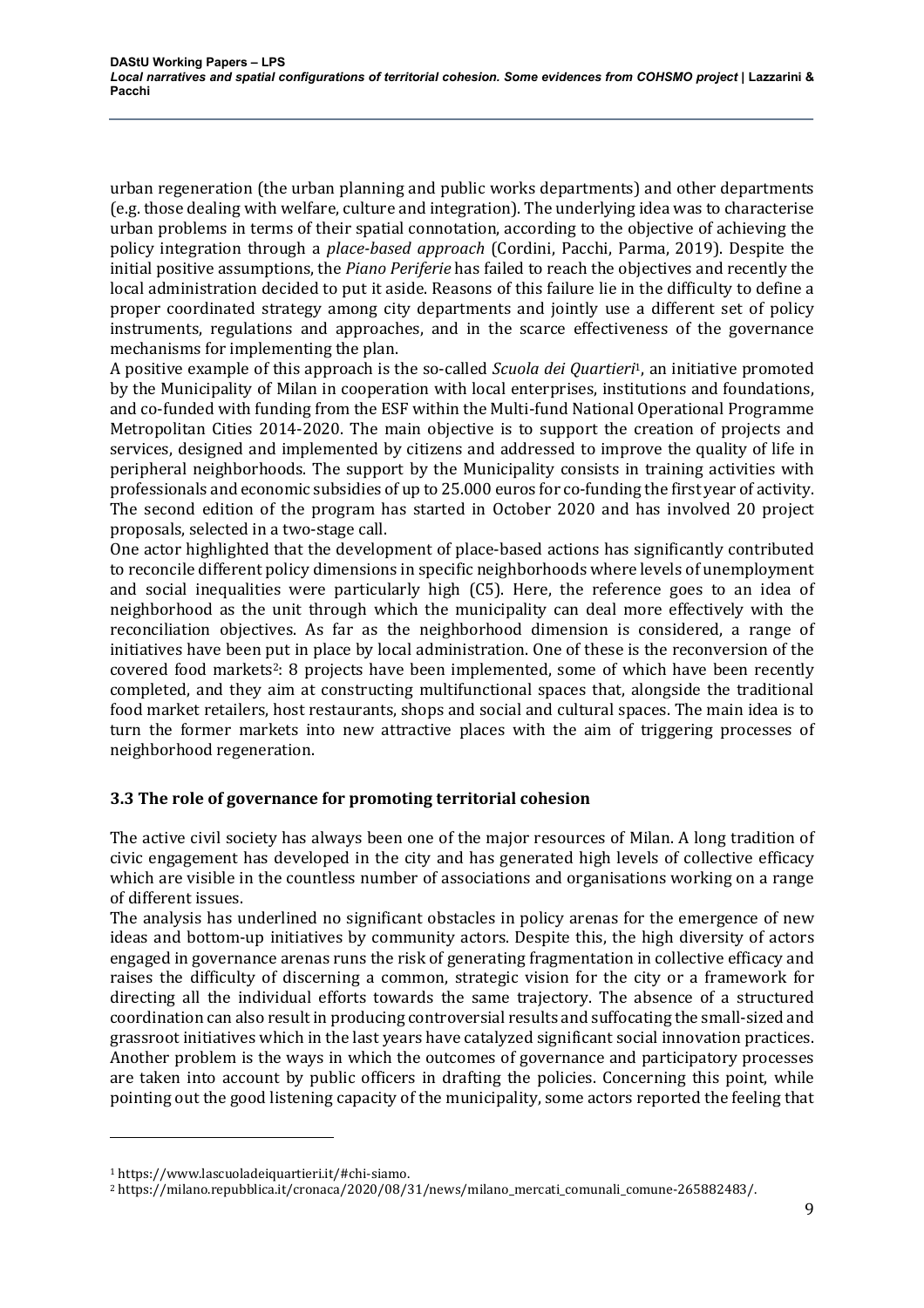urban regeneration (the urban planning and public works departments) and other departments (e.g. those dealing with welfare, culture and integration). The underlying idea was to characterise urban problems in terms of their spatial connotation, according to the objective of achieving the policy integration through a *place-based approach* (Cordini, Pacchi, Parma, 2019). Despite the initial positive assumptions, the *Piano Periferie* has failed to reach the objectives and recently the local administration decided to put it aside. Reasons of this failure lie in the difficulty to define a proper coordinated strategy among city departments and jointly use a different set of policy instruments, regulations and approaches, and in the scarce effectiveness of the governance mechanisms for implementing the plan.

A positive example of this approach is the so-called *Scuola dei Quartieri*[1], an initiative promoted by the Municipality of Milan in cooperation with local enterprises, institutions and foundations, and co-funded with funding from the ESF within the Multi-fund National Operational Programme Metropolitan Cities 2014-2020. The main objective is to support the creation of projects and services, designed and implemented by citizens and addressed to improve the quality of life in peripheral neighborhoods. The support by the Municipality consists in training activities with professionals and economic subsidies of up to 25.000 euros for co-funding the first year of activity. The second edition of the program has started in October 2020 and has involved 20 project proposals, selected in a two-stage call.

One actor highlighted that the development of place-based actions has significantly contributed to reconcile different policy dimensions in specific neighborhoods where levels of unemployment and social inequalities were particularly high (C5). Here, the reference goes to an idea of neighborhood as the unit through which the municipality can deal more effectively with the reconciliation objectives. As far as the neighborhood dimension is considered, a range of initiatives have been put in place by local administration. One of these is the reconversion of the covered food markets[2]: 8 projects have been implemented, some of which have been recently completed, and they aim at constructing multifunctional spaces that, alongside the traditional food market retailers, host restaurants, shops and social and cultural spaces. The main idea is to turn the former markets into new attractive places with the aim of triggering processes of neighborhood regeneration.

### 3.3 The role of governance for promoting territorial cohesion

The active civil society has always been one of the major resources of Milan. A long tradition of civic engagement has developed in the city and has generated high levels of collective efficacy which are visible in the countless number of associations and organisations working on a range of different issues.

The analysis has underlined no significant obstacles in policy arenas for the emergence of new ideas and bottom-up initiatives by community actors. Despite this, the high diversity of actors engaged in governance arenas runs the risk of generating fragmentation in collective efficacy and raises the difficulty of discerning a common, strategic vision for the city or a framework for directing all the individual efforts towards the same trajectory. The absence of a structured coordination can also result in producing controversial results and suffocating the small-sized and grassroot initiatives which in the last years have catalyzed significant social innovation practices. Another problem is the ways in which the outcomes of governance and participatory processes are taken into account by public officers in drafting the policies. Concerning this point, while pointing out the good listening capacity of the municipality, some actors reported the feeling that

[1] https://www.lascuoladeiquartieri.it/#chi-siamo.

[2] https://milano.repubblica.it/cronaca/2020/08/31/news/milano_mercati_comunali_comune-265882483/.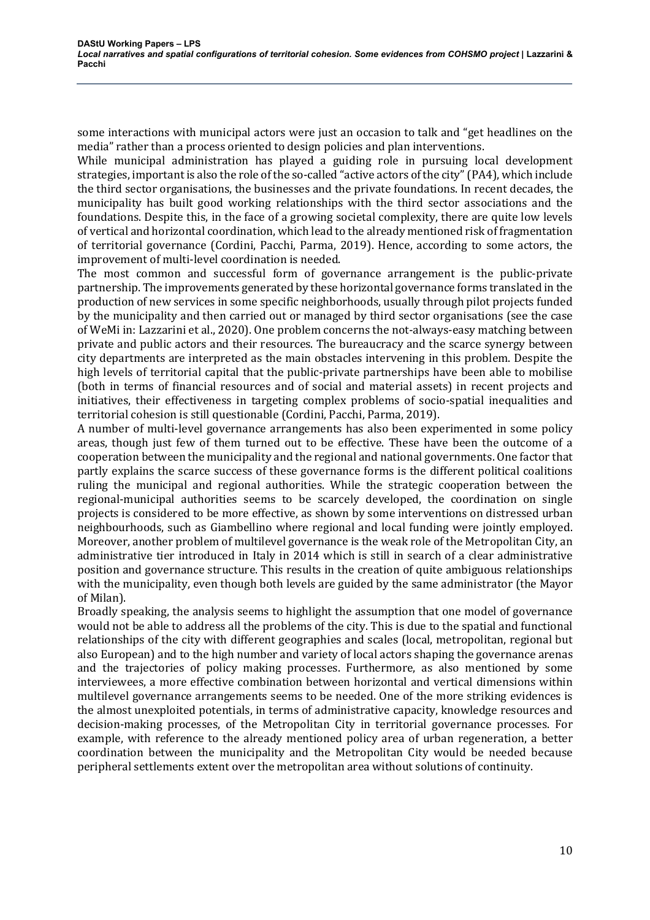some interactions with municipal actors were just an occasion to talk and "get headlines on the media" rather than a process oriented to design policies and plan interventions.

While municipal administration has played a guiding role in pursuing local development strategies, important is also the role of the so-called "active actors of the city" (PA4), which include the third sector organisations, the businesses and the private foundations. In recent decades, the municipality has built good working relationships with the third sector associations and the foundations. Despite this, in the face of a growing societal complexity, there are quite low levels of vertical and horizontal coordination, which lead to the already mentioned risk of fragmentation of territorial governance (Cordini, Pacchi, Parma, 2019). Hence, according to some actors, the improvement of multi-level coordination is needed.

The most common and successful form of governance arrangement is the public-private partnership. The improvements generated by these horizontal governance forms translated in the production of new services in some specific neighborhoods, usually through pilot projects funded by the municipality and then carried out or managed by third sector organisations (see the case of WeMi in: Lazzarini et al., 2020). One problem concerns the not-always-easy matching between private and public actors and their resources. The bureaucracy and the scarce synergy between city departments are interpreted as the main obstacles intervening in this problem. Despite the high levels of territorial capital that the public-private partnerships have been able to mobilise (both in terms of financial resources and of social and material assets) in recent projects and initiatives, their effectiveness in targeting complex problems of socio-spatial inequalities and territorial cohesion is still questionable (Cordini, Pacchi, Parma, 2019).

A number of multi-level governance arrangements has also been experimented in some policy areas, though just few of them turned out to be effective. These have been the outcome of a cooperation between the municipality and the regional and national governments. One factor that partly explains the scarce success of these governance forms is the different political coalitions ruling the municipal and regional authorities. While the strategic cooperation between the regional-municipal authorities seems to be scarcely developed, the coordination on single projects is considered to be more effective, as shown by some interventions on distressed urban neighbourhoods, such as Giambellino where regional and local funding were jointly employed. Moreover, another problem of multilevel governance is the weak role of the Metropolitan City, an administrative tier introduced in Italy in 2014 which is still in search of a clear administrative position and governance structure. This results in the creation of quite ambiguous relationships with the municipality, even though both levels are guided by the same administrator (the Mayor of Milan).

Broadly speaking, the analysis seems to highlight the assumption that one model of governance would not be able to address all the problems of the city. This is due to the spatial and functional relationships of the city with different geographies and scales (local, metropolitan, regional but also European) and to the high number and variety of local actors shaping the governance arenas and the trajectories of policy making processes. Furthermore, as also mentioned by some interviewees, a more effective combination between horizontal and vertical dimensions within multilevel governance arrangements seems to be needed. One of the more striking evidences is the almost unexploited potentials, in terms of administrative capacity, knowledge resources and decision-making processes, of the Metropolitan City in territorial governance processes. For example, with reference to the already mentioned policy area of urban regeneration, a better coordination between the municipality and the Metropolitan City would be needed because peripheral settlements extent over the metropolitan area without solutions of continuity.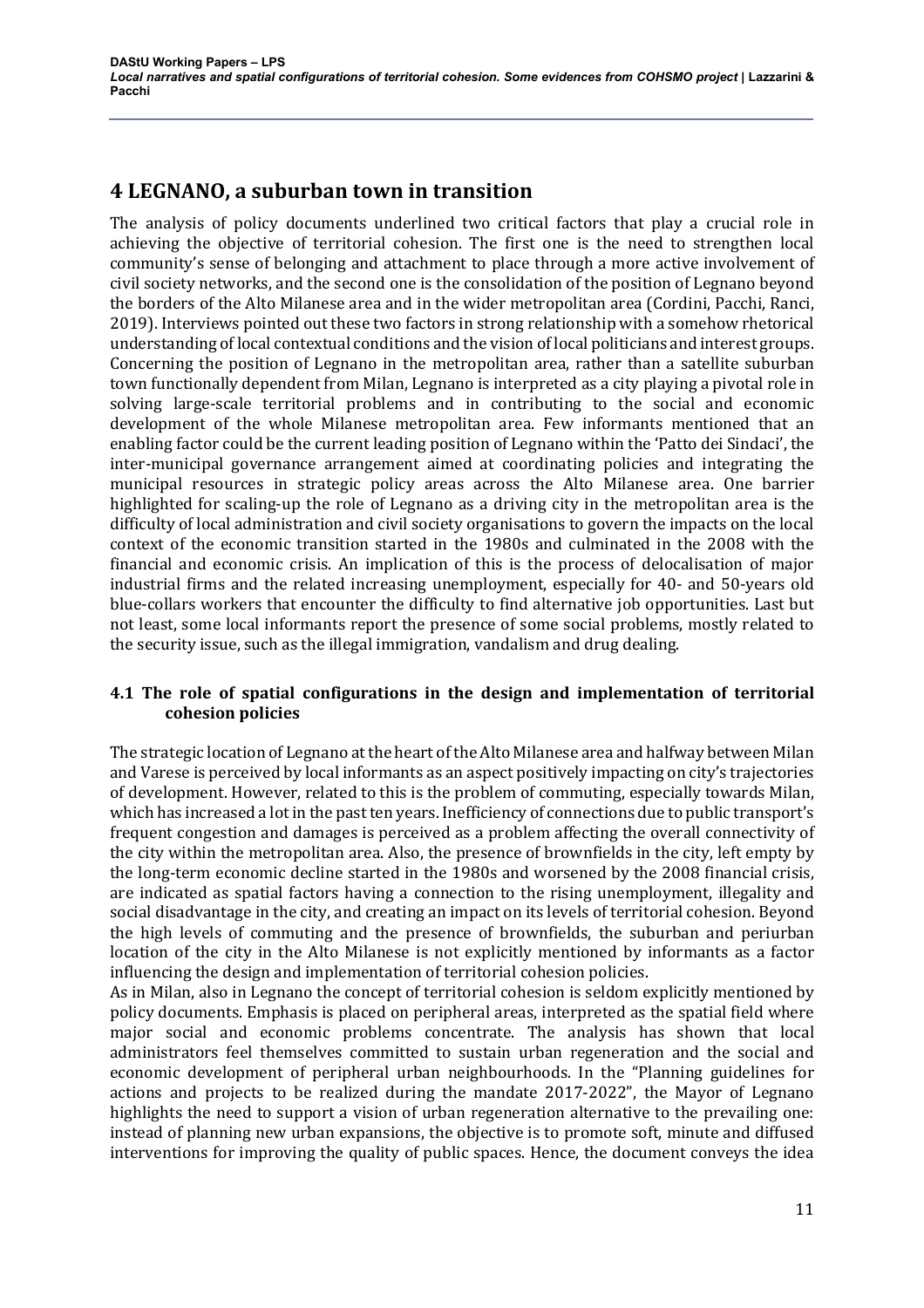# 4 LEGNANO, a suburban town in transition

The analysis of policy documents underlined two critical factors that play a crucial role in achieving the objective of territorial cohesion. The first one is the need to strengthen local community's sense of belonging and attachment to place through a more active involvement of civil society networks, and the second one is the consolidation of the position of Legnano beyond the borders of the Alto Milanese area and in the wider metropolitan area (Cordini, Pacchi, Ranci, 2019). Interviews pointed out these two factors in strong relationship with a somehow rhetorical understanding of local contextual conditions and the vision of local politicians and interest groups. Concerning the position of Legnano in the metropolitan area, rather than a satellite suburban town functionally dependent from Milan, Legnano is interpreted as a city playing a pivotal role in solving large-scale territorial problems and in contributing to the social and economic development of the whole Milanese metropolitan area. Few informants mentioned that an enabling factor could be the current leading position of Legnano within the 'Patto dei Sindaci', the inter-municipal governance arrangement aimed at coordinating policies and integrating the municipal resources in strategic policy areas across the Alto Milanese area. One barrier highlighted for scaling-up the role of Legnano as a driving city in the metropolitan area is the difficulty of local administration and civil society organisations to govern the impacts on the local context of the economic transition started in the 1980s and culminated in the 2008 with the financial and economic crisis. An implication of this is the process of delocalisation of major industrial firms and the related increasing unemployment, especially for 40- and 50-years old blue-collars workers that encounter the difficulty to find alternative job opportunities. Last but not least, some local informants report the presence of some social problems, mostly related to the security issue, such as the illegal immigration, vandalism and drug dealing.

## 4.1 The role of spatial configurations in the design and implementation of territorial cohesion policies

The strategic location of Legnano at the heart of the Alto Milanese area and halfway between Milan and Varese is perceived by local informants as an aspect positively impacting on city's trajectories of development. However, related to this is the problem of commuting, especially towards Milan, which has increased a lot in the past ten years. Inefficiency of connections due to public transport's frequent congestion and damages is perceived as a problem affecting the overall connectivity of the city within the metropolitan area. Also, the presence of brownfields in the city, left empty by the long-term economic decline started in the 1980s and worsened by the 2008 financial crisis, are indicated as spatial factors having a connection to the rising unemployment, illegality and social disadvantage in the city, and creating an impact on its levels of territorial cohesion. Beyond the high levels of commuting and the presence of brownfields, the suburban and periurban location of the city in the Alto Milanese is not explicitly mentioned by informants as a factor influencing the design and implementation of territorial cohesion policies.

As in Milan, also in Legnano the concept of territorial cohesion is seldom explicitly mentioned by policy documents. Emphasis is placed on peripheral areas, interpreted as the spatial field where major social and economic problems concentrate. The analysis has shown that local administrators feel themselves committed to sustain urban regeneration and the social and economic development of peripheral urban neighbourhoods. In the "Planning guidelines for actions and projects to be realized during the mandate 2017-2022", the Mayor of Legnano highlights the need to support a vision of urban regeneration alternative to the prevailing one: instead of planning new urban expansions, the objective is to promote soft, minute and diffused interventions for improving the quality of public spaces. Hence, the document conveys the idea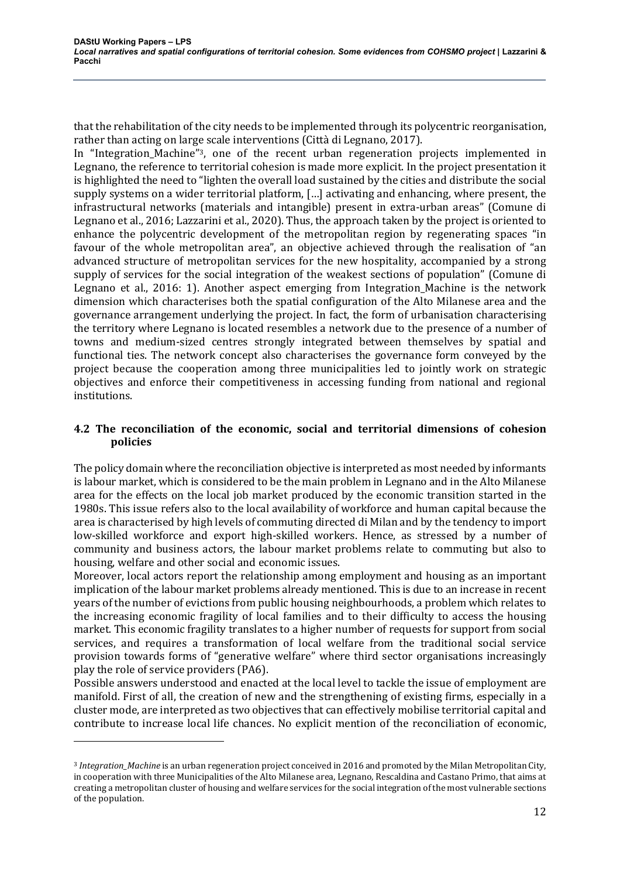that the rehabilitation of the city needs to be implemented through its polycentric reorganisation, rather than acting on large scale interventions (Città di Legnano, 2017).

In "Integration_Machine"[3], one of the recent urban regeneration projects implemented in Legnano, the reference to territorial cohesion is made more explicit. In the project presentation it is highlighted the need to "lighten the overall load sustained by the cities and distribute the social supply systems on a wider territorial platform, […] activating and enhancing, where present, the infrastructural networks (materials and intangible) present in extra-urban areas" (Comune di Legnano et al., 2016; Lazzarini et al., 2020). Thus, the approach taken by the project is oriented to enhance the polycentric development of the metropolitan region by regenerating spaces "in favour of the whole metropolitan area", an objective achieved through the realisation of "an advanced structure of metropolitan services for the new hospitality, accompanied by a strong supply of services for the social integration of the weakest sections of population" (Comune di Legnano et al., 2016: 1). Another aspect emerging from Integration_Machine is the network dimension which characterises both the spatial configuration of the Alto Milanese area and the governance arrangement underlying the project. In fact, the form of urbanisation characterising the territory where Legnano is located resembles a network due to the presence of a number of towns and medium-sized centres strongly integrated between themselves by spatial and functional ties. The network concept also characterises the governance form conveyed by the project because the cooperation among three municipalities led to jointly work on strategic objectives and enforce their competitiveness in accessing funding from national and regional institutions.

## 4.2 The reconciliation of the economic, social and territorial dimensions of cohesion policies

The policy domain where the reconciliation objective is interpreted as most needed by informants is labour market, which is considered to be the main problem in Legnano and in the Alto Milanese area for the effects on the local job market produced by the economic transition started in the 1980s. This issue refers also to the local availability of workforce and human capital because the area is characterised by high levels of commuting directed di Milan and by the tendency to import low-skilled workforce and export high-skilled workers. Hence, as stressed by a number of community and business actors, the labour market problems relate to commuting but also to housing, welfare and other social and economic issues.

Moreover, local actors report the relationship among employment and housing as an important implication of the labour market problems already mentioned. This is due to an increase in recent years of the number of evictions from public housing neighbourhoods, a problem which relates to the increasing economic fragility of local families and to their difficulty to access the housing market. This economic fragility translates to a higher number of requests for support from social services, and requires a transformation of local welfare from the traditional social service provision towards forms of "generative welfare" where third sector organisations increasingly play the role of service providers (PA6).

Possible answers understood and enacted at the local level to tackle the issue of employment are manifold. First of all, the creation of new and the strengthening of existing firms, especially in a cluster mode, are interpreted as two objectives that can effectively mobilise territorial capital and contribute to increase local life chances. No explicit mention of the reconciliation of economic,

---

[3] *Integration_Machine* is an urban regeneration project conceived in 2016 and promoted by the Milan Metropolitan City, in cooperation with three Municipalities of the Alto Milanese area, Legnano, Rescaldina and Castano Primo, that aims at creating a metropolitan cluster of housing and welfare services for the social integration of the most vulnerable sections of the population.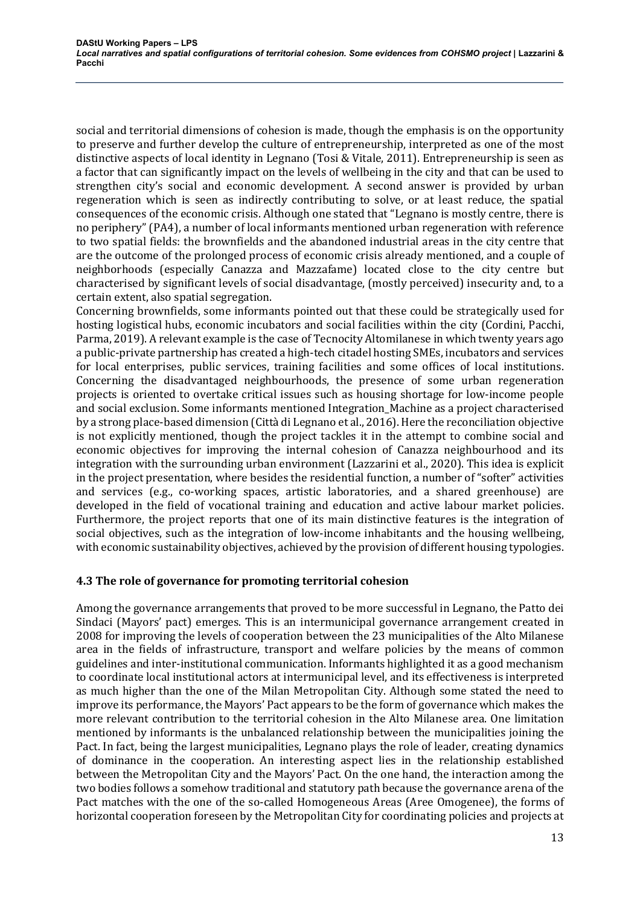social and territorial dimensions of cohesion is made, though the emphasis is on the opportunity to preserve and further develop the culture of entrepreneurship, interpreted as one of the most distinctive aspects of local identity in Legnano (Tosi & Vitale, 2011). Entrepreneurship is seen as a factor that can significantly impact on the levels of wellbeing in the city and that can be used to strengthen city's social and economic development. A second answer is provided by urban regeneration which is seen as indirectly contributing to solve, or at least reduce, the spatial consequences of the economic crisis. Although one stated that "Legnano is mostly centre, there is no periphery" (PA4), a number of local informants mentioned urban regeneration with reference to two spatial fields: the brownfields and the abandoned industrial areas in the city centre that are the outcome of the prolonged process of economic crisis already mentioned, and a couple of neighborhoods (especially Canazza and Mazzafame) located close to the city centre but characterised by significant levels of social disadvantage, (mostly perceived) insecurity and, to a certain extent, also spatial segregation.

Concerning brownfields, some informants pointed out that these could be strategically used for hosting logistical hubs, economic incubators and social facilities within the city (Cordini, Pacchi, Parma, 2019). A relevant example is the case of Tecnocity Altomilanese in which twenty years ago a public-private partnership has created a high-tech citadel hosting SMEs, incubators and services for local enterprises, public services, training facilities and some offices of local institutions. Concerning the disadvantaged neighbourhoods, the presence of some urban regeneration projects is oriented to overtake critical issues such as housing shortage for low-income people and social exclusion. Some informants mentioned Integration_Machine as a project characterised by a strong place-based dimension (Città di Legnano et al., 2016). Here the reconciliation objective is not explicitly mentioned, though the project tackles it in the attempt to combine social and economic objectives for improving the internal cohesion of Canazza neighbourhood and its integration with the surrounding urban environment (Lazzarini et al., 2020). This idea is explicit in the project presentation, where besides the residential function, a number of "softer" activities and services (e.g., co-working spaces, artistic laboratories, and a shared greenhouse) are developed in the field of vocational training and education and active labour market policies. Furthermore, the project reports that one of its main distinctive features is the integration of social objectives, such as the integration of low-income inhabitants and the housing wellbeing, with economic sustainability objectives, achieved by the provision of different housing typologies.

### 4.3 The role of governance for promoting territorial cohesion

Among the governance arrangements that proved to be more successful in Legnano, the Patto dei Sindaci (Mayors' pact) emerges. This is an intermunicipal governance arrangement created in 2008 for improving the levels of cooperation between the 23 municipalities of the Alto Milanese area in the fields of infrastructure, transport and welfare policies by the means of common guidelines and inter-institutional communication. Informants highlighted it as a good mechanism to coordinate local institutional actors at intermunicipal level, and its effectiveness is interpreted as much higher than the one of the Milan Metropolitan City. Although some stated the need to improve its performance, the Mayors' Pact appears to be the form of governance which makes the more relevant contribution to the territorial cohesion in the Alto Milanese area. One limitation mentioned by informants is the unbalanced relationship between the municipalities joining the Pact. In fact, being the largest municipalities, Legnano plays the role of leader, creating dynamics of dominance in the cooperation. An interesting aspect lies in the relationship established between the Metropolitan City and the Mayors' Pact. On the one hand, the interaction among the two bodies follows a somehow traditional and statutory path because the governance arena of the Pact matches with the one of the so-called Homogeneous Areas (Aree Omogenee), the forms of horizontal cooperation foreseen by the Metropolitan City for coordinating policies and projects at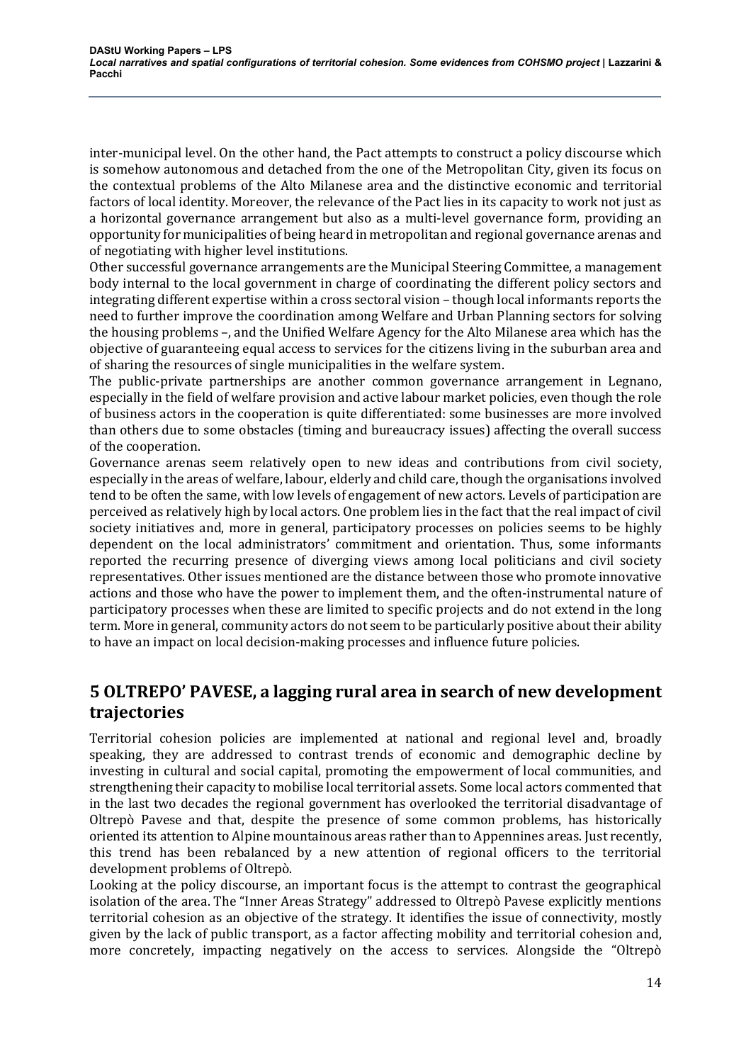inter-municipal level. On the other hand, the Pact attempts to construct a policy discourse which is somehow autonomous and detached from the one of the Metropolitan City, given its focus on the contextual problems of the Alto Milanese area and the distinctive economic and territorial factors of local identity. Moreover, the relevance of the Pact lies in its capacity to work not just as a horizontal governance arrangement but also as a multi-level governance form, providing an opportunity for municipalities of being heard in metropolitan and regional governance arenas and of negotiating with higher level institutions.

Other successful governance arrangements are the Municipal Steering Committee, a management body internal to the local government in charge of coordinating the different policy sectors and integrating different expertise within a cross sectoral vision – though local informants reports the need to further improve the coordination among Welfare and Urban Planning sectors for solving the housing problems –, and the Unified Welfare Agency for the Alto Milanese area which has the objective of guaranteeing equal access to services for the citizens living in the suburban area and of sharing the resources of single municipalities in the welfare system.

The public-private partnerships are another common governance arrangement in Legnano, especially in the field of welfare provision and active labour market policies, even though the role of business actors in the cooperation is quite differentiated: some businesses are more involved than others due to some obstacles (timing and bureaucracy issues) affecting the overall success of the cooperation.

Governance arenas seem relatively open to new ideas and contributions from civil society, especially in the areas of welfare, labour, elderly and child care, though the organisations involved tend to be often the same, with low levels of engagement of new actors. Levels of participation are perceived as relatively high by local actors. One problem lies in the fact that the real impact of civil society initiatives and, more in general, participatory processes on policies seems to be highly dependent on the local administrators' commitment and orientation. Thus, some informants reported the recurring presence of diverging views among local politicians and civil society representatives. Other issues mentioned are the distance between those who promote innovative actions and those who have the power to implement them, and the often-instrumental nature of participatory processes when these are limited to specific projects and do not extend in the long term. More in general, community actors do not seem to be particularly positive about their ability to have an impact on local decision-making processes and influence future policies.

## 5 OLTREPO' PAVESE, a lagging rural area in search of new development trajectories

Territorial cohesion policies are implemented at national and regional level and, broadly speaking, they are addressed to contrast trends of economic and demographic decline by investing in cultural and social capital, promoting the empowerment of local communities, and strengthening their capacity to mobilise local territorial assets. Some local actors commented that in the last two decades the regional government has overlooked the territorial disadvantage of Oltrepò Pavese and that, despite the presence of some common problems, has historically oriented its attention to Alpine mountainous areas rather than to Appennines areas. Just recently, this trend has been rebalanced by a new attention of regional officers to the territorial development problems of Oltrepò.

Looking at the policy discourse, an important focus is the attempt to contrast the geographical isolation of the area. The "Inner Areas Strategy" addressed to Oltrepò Pavese explicitly mentions territorial cohesion as an objective of the strategy. It identifies the issue of connectivity, mostly given by the lack of public transport, as a factor affecting mobility and territorial cohesion and, more concretely, impacting negatively on the access to services. Alongside the "Oltrepò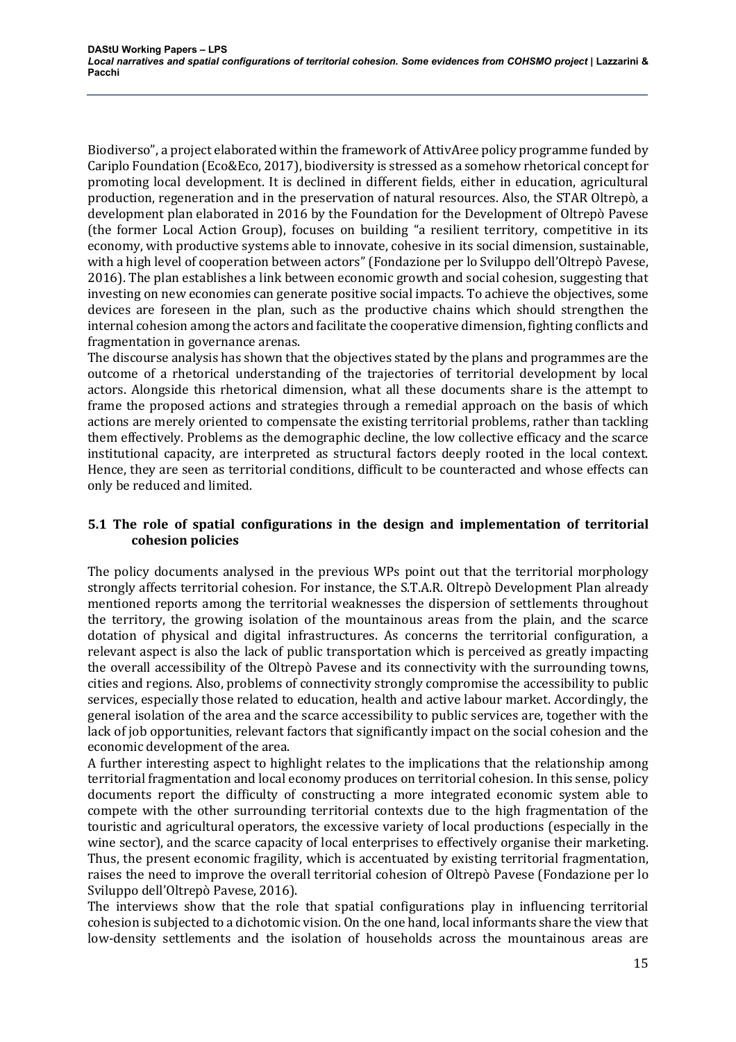Biodiverso", a project elaborated within the framework of AttivAree policy programme funded by Cariplo Foundation (Eco&Eco, 2017), biodiversity is stressed as a somehow rhetorical concept for promoting local development. It is declined in different fields, either in education, agricultural production, regeneration and in the preservation of natural resources. Also, the STAR Oltrepò, a development plan elaborated in 2016 by the Foundation for the Development of Oltrepò Pavese (the former Local Action Group), focuses on building "a resilient territory, competitive in its economy, with productive systems able to innovate, cohesive in its social dimension, sustainable, with a high level of cooperation between actors" (Fondazione per lo Sviluppo dell'Oltrepò Pavese, 2016). The plan establishes a link between economic growth and social cohesion, suggesting that investing on new economies can generate positive social impacts. To achieve the objectives, some devices are foreseen in the plan, such as the productive chains which should strengthen the internal cohesion among the actors and facilitate the cooperative dimension, fighting conflicts and fragmentation in governance arenas.

The discourse analysis has shown that the objectives stated by the plans and programmes are the outcome of a rhetorical understanding of the trajectories of territorial development by local actors. Alongside this rhetorical dimension, what all these documents share is the attempt to frame the proposed actions and strategies through a remedial approach on the basis of which actions are merely oriented to compensate the existing territorial problems, rather than tackling them effectively. Problems as the demographic decline, the low collective efficacy and the scarce institutional capacity, are interpreted as structural factors deeply rooted in the local context. Hence, they are seen as territorial conditions, difficult to be counteracted and whose effects can only be reduced and limited.

### 5.1 The role of spatial configurations in the design and implementation of territorial cohesion policies

The policy documents analysed in the previous WPs point out that the territorial morphology strongly affects territorial cohesion. For instance, the S.T.A.R. Oltrepò Development Plan already mentioned reports among the territorial weaknesses the dispersion of settlements throughout the territory, the growing isolation of the mountainous areas from the plain, and the scarce dotation of physical and digital infrastructures. As concerns the territorial configuration, a relevant aspect is also the lack of public transportation which is perceived as greatly impacting the overall accessibility of the Oltrepò Pavese and its connectivity with the surrounding towns, cities and regions. Also, problems of connectivity strongly compromise the accessibility to public services, especially those related to education, health and active labour market. Accordingly, the general isolation of the area and the scarce accessibility to public services are, together with the lack of job opportunities, relevant factors that significantly impact on the social cohesion and the economic development of the area.

A further interesting aspect to highlight relates to the implications that the relationship among territorial fragmentation and local economy produces on territorial cohesion. In this sense, policy documents report the difficulty of constructing a more integrated economic system able to compete with the other surrounding territorial contexts due to the high fragmentation of the touristic and agricultural operators, the excessive variety of local productions (especially in the wine sector), and the scarce capacity of local enterprises to effectively organise their marketing. Thus, the present economic fragility, which is accentuated by existing territorial fragmentation, raises the need to improve the overall territorial cohesion of Oltrepò Pavese (Fondazione per lo Sviluppo dell'Oltrepò Pavese, 2016).

The interviews show that the role that spatial configurations play in influencing territorial cohesion is subjected to a dichotomic vision. On the one hand, local informants share the view that low-density settlements and the isolation of households across the mountainous areas are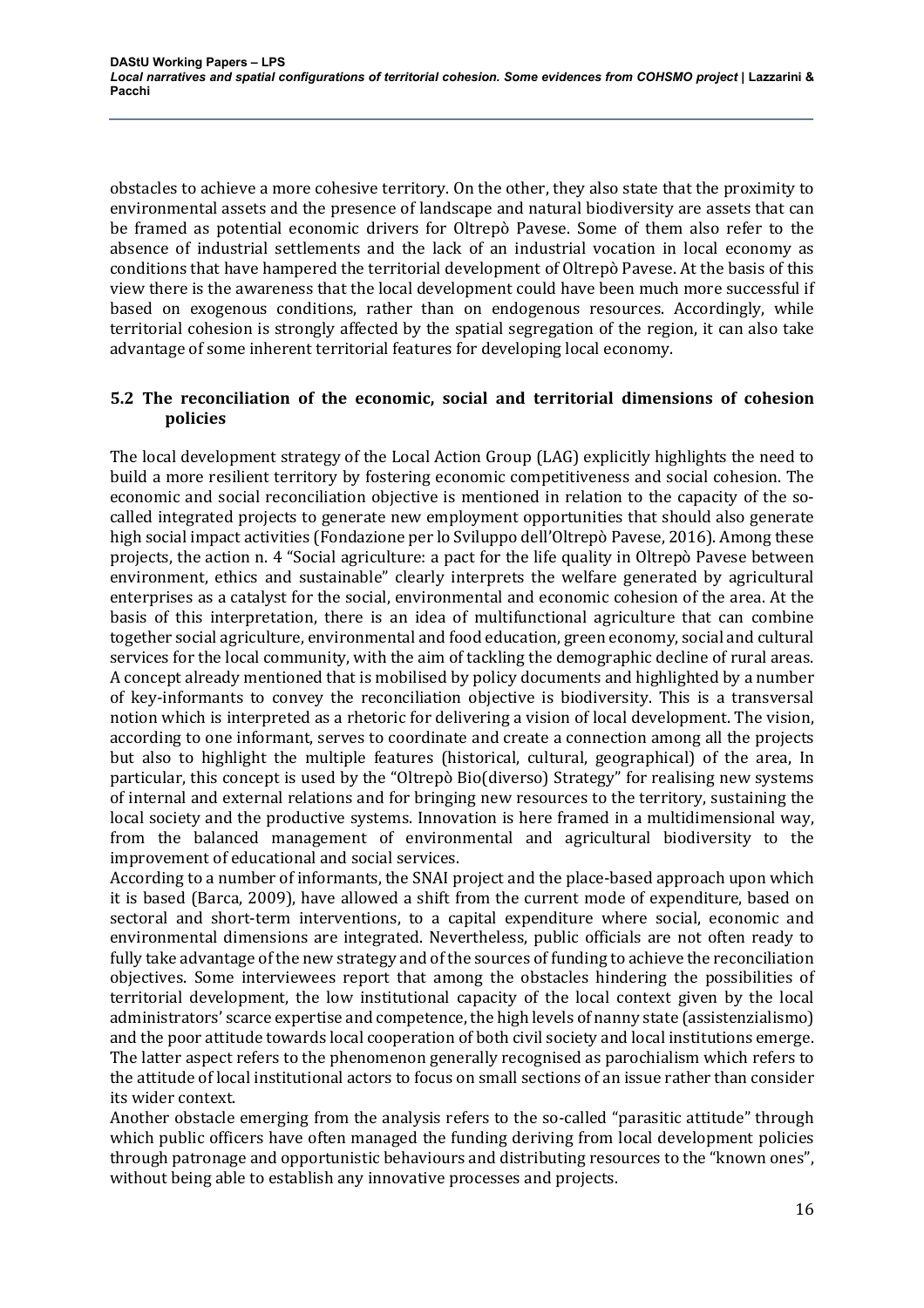obstacles to achieve a more cohesive territory. On the other, they also state that the proximity to environmental assets and the presence of landscape and natural biodiversity are assets that can be framed as potential economic drivers for Oltrepò Pavese. Some of them also refer to the absence of industrial settlements and the lack of an industrial vocation in local economy as conditions that have hampered the territorial development of Oltrepò Pavese. At the basis of this view there is the awareness that the local development could have been much more successful if based on exogenous conditions, rather than on endogenous resources. Accordingly, while territorial cohesion is strongly affected by the spatial segregation of the region, it can also take advantage of some inherent territorial features for developing local economy.

### 5.2 The reconciliation of the economic, social and territorial dimensions of cohesion policies

The local development strategy of the Local Action Group (LAG) explicitly highlights the need to build a more resilient territory by fostering economic competitiveness and social cohesion. The economic and social reconciliation objective is mentioned in relation to the capacity of the so-called integrated projects to generate new employment opportunities that should also generate high social impact activities (Fondazione per lo Sviluppo dell'Oltrepò Pavese, 2016). Among these projects, the action n. 4 "Social agriculture: a pact for the life quality in Oltrepò Pavese between environment, ethics and sustainable" clearly interprets the welfare generated by agricultural enterprises as a catalyst for the social, environmental and economic cohesion of the area. At the basis of this interpretation, there is an idea of multifunctional agriculture that can combine together social agriculture, environmental and food education, green economy, social and cultural services for the local community, with the aim of tackling the demographic decline of rural areas. A concept already mentioned that is mobilised by policy documents and highlighted by a number of key-informants to convey the reconciliation objective is biodiversity. This is a transversal notion which is interpreted as a rhetoric for delivering a vision of local development. The vision, according to one informant, serves to coordinate and create a connection among all the projects but also to highlight the multiple features (historical, cultural, geographical) of the area, In particular, this concept is used by the "Oltrepò Bio(diverso) Strategy" for realising new systems of internal and external relations and for bringing new resources to the territory, sustaining the local society and the productive systems. Innovation is here framed in a multidimensional way, from the balanced management of environmental and agricultural biodiversity to the improvement of educational and social services.

According to a number of informants, the SNAI project and the place-based approach upon which it is based (Barca, 2009), have allowed a shift from the current mode of expenditure, based on sectoral and short-term interventions, to a capital expenditure where social, economic and environmental dimensions are integrated. Nevertheless, public officials are not often ready to fully take advantage of the new strategy and of the sources of funding to achieve the reconciliation objectives. Some interviewees report that among the obstacles hindering the possibilities of territorial development, the low institutional capacity of the local context given by the local administrators' scarce expertise and competence, the high levels of nanny state (assistenzialismo) and the poor attitude towards local cooperation of both civil society and local institutions emerge. The latter aspect refers to the phenomenon generally recognised as parochialism which refers to the attitude of local institutional actors to focus on small sections of an issue rather than consider its wider context.

Another obstacle emerging from the analysis refers to the so-called "parasitic attitude" through which public officers have often managed the funding deriving from local development policies through patronage and opportunistic behaviours and distributing resources to the "known ones", without being able to establish any innovative processes and projects.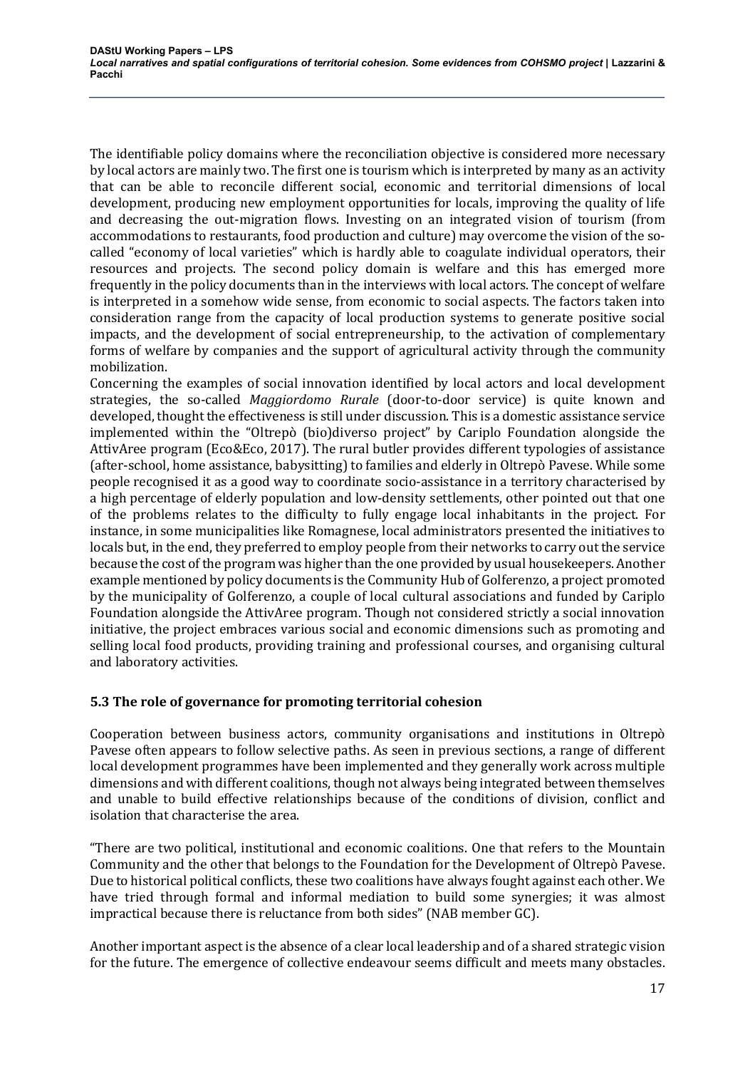The identifiable policy domains where the reconciliation objective is considered more necessary by local actors are mainly two. The first one is tourism which is interpreted by many as an activity that can be able to reconcile different social, economic and territorial dimensions of local development, producing new employment opportunities for locals, improving the quality of life and decreasing the out-migration flows. Investing on an integrated vision of tourism (from accommodations to restaurants, food production and culture) may overcome the vision of the so-called "economy of local varieties" which is hardly able to coagulate individual operators, their resources and projects. The second policy domain is welfare and this has emerged more frequently in the policy documents than in the interviews with local actors. The concept of welfare is interpreted in a somehow wide sense, from economic to social aspects. The factors taken into consideration range from the capacity of local production systems to generate positive social impacts, and the development of social entrepreneurship, to the activation of complementary forms of welfare by companies and the support of agricultural activity through the community mobilization.

Concerning the examples of social innovation identified by local actors and local development strategies, the so-called *Maggiordomo Rurale* (door-to-door service) is quite known and developed, thought the effectiveness is still under discussion. This is a domestic assistance service implemented within the "Oltrepò (bio)diverso project" by Cariplo Foundation alongside the AttivAree program (Eco&Eco, 2017). The rural butler provides different typologies of assistance (after-school, home assistance, babysitting) to families and elderly in Oltrepò Pavese. While some people recognised it as a good way to coordinate socio-assistance in a territory characterised by a high percentage of elderly population and low-density settlements, other pointed out that one of the problems relates to the difficulty to fully engage local inhabitants in the project. For instance, in some municipalities like Romagnese, local administrators presented the initiatives to locals but, in the end, they preferred to employ people from their networks to carry out the service because the cost of the program was higher than the one provided by usual housekeepers. Another example mentioned by policy documents is the Community Hub of Golferenzo, a project promoted by the municipality of Golferenzo, a couple of local cultural associations and funded by Cariplo Foundation alongside the AttivAree program. Though not considered strictly a social innovation initiative, the project embraces various social and economic dimensions such as promoting and selling local food products, providing training and professional courses, and organising cultural and laboratory activities.

### 5.3 The role of governance for promoting territorial cohesion

Cooperation between business actors, community organisations and institutions in Oltrepò Pavese often appears to follow selective paths. As seen in previous sections, a range of different local development programmes have been implemented and they generally work across multiple dimensions and with different coalitions, though not always being integrated between themselves and unable to build effective relationships because of the conditions of division, conflict and isolation that characterise the area.

"There are two political, institutional and economic coalitions. One that refers to the Mountain Community and the other that belongs to the Foundation for the Development of Oltrepò Pavese. Due to historical political conflicts, these two coalitions have always fought against each other. We have tried through formal and informal mediation to build some synergies; it was almost impractical because there is reluctance from both sides" (NAB member GC).

Another important aspect is the absence of a clear local leadership and of a shared strategic vision for the future. The emergence of collective endeavour seems difficult and meets many obstacles.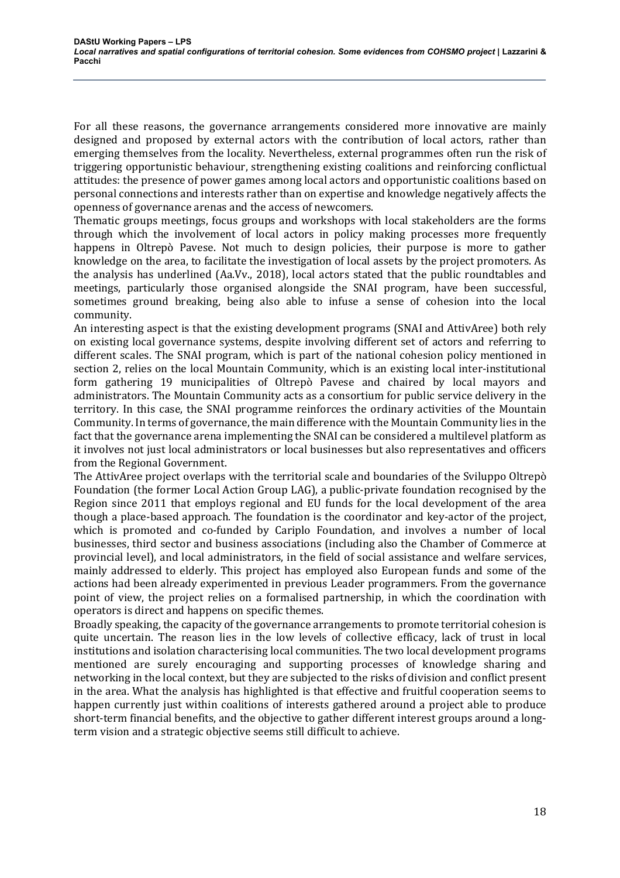For all these reasons, the governance arrangements considered more innovative are mainly designed and proposed by external actors with the contribution of local actors, rather than emerging themselves from the locality. Nevertheless, external programmes often run the risk of triggering opportunistic behaviour, strengthening existing coalitions and reinforcing conflictual attitudes: the presence of power games among local actors and opportunistic coalitions based on personal connections and interests rather than on expertise and knowledge negatively affects the openness of governance arenas and the access of newcomers.

Thematic groups meetings, focus groups and workshops with local stakeholders are the forms through which the involvement of local actors in policy making processes more frequently happens in Oltrepò Pavese. Not much to design policies, their purpose is more to gather knowledge on the area, to facilitate the investigation of local assets by the project promoters. As the analysis has underlined (Aa.Vv., 2018), local actors stated that the public roundtables and meetings, particularly those organised alongside the SNAI program, have been successful, sometimes ground breaking, being also able to infuse a sense of cohesion into the local community.

An interesting aspect is that the existing development programs (SNAI and AttivAree) both rely on existing local governance systems, despite involving different set of actors and referring to different scales. The SNAI program, which is part of the national cohesion policy mentioned in section 2, relies on the local Mountain Community, which is an existing local inter-institutional form gathering 19 municipalities of Oltrepò Pavese and chaired by local mayors and administrators. The Mountain Community acts as a consortium for public service delivery in the territory. In this case, the SNAI programme reinforces the ordinary activities of the Mountain Community. In terms of governance, the main difference with the Mountain Community lies in the fact that the governance arena implementing the SNAI can be considered a multilevel platform as it involves not just local administrators or local businesses but also representatives and officers from the Regional Government.

The AttivAree project overlaps with the territorial scale and boundaries of the Sviluppo Oltrepò Foundation (the former Local Action Group LAG), a public-private foundation recognised by the Region since 2011 that employs regional and EU funds for the local development of the area though a place-based approach. The foundation is the coordinator and key-actor of the project, which is promoted and co-funded by Cariplo Foundation, and involves a number of local businesses, third sector and business associations (including also the Chamber of Commerce at provincial level), and local administrators, in the field of social assistance and welfare services, mainly addressed to elderly. This project has employed also European funds and some of the actions had been already experimented in previous Leader programmers. From the governance point of view, the project relies on a formalised partnership, in which the coordination with operators is direct and happens on specific themes.

Broadly speaking, the capacity of the governance arrangements to promote territorial cohesion is quite uncertain. The reason lies in the low levels of collective efficacy, lack of trust in local institutions and isolation characterising local communities. The two local development programs mentioned are surely encouraging and supporting processes of knowledge sharing and networking in the local context, but they are subjected to the risks of division and conflict present in the area. What the analysis has highlighted is that effective and fruitful cooperation seems to happen currently just within coalitions of interests gathered around a project able to produce short-term financial benefits, and the objective to gather different interest groups around a long-term vision and a strategic objective seems still difficult to achieve.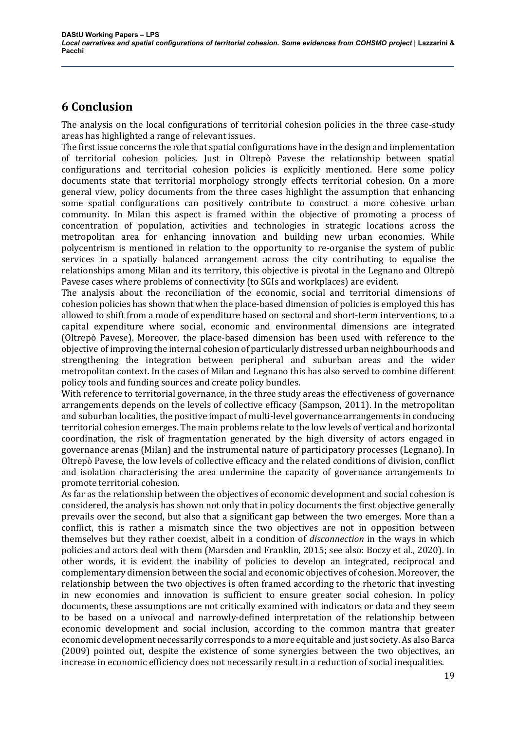# 6 Conclusion

The analysis on the local configurations of territorial cohesion policies in the three case-study areas has highlighted a range of relevant issues.

The first issue concerns the role that spatial configurations have in the design and implementation of territorial cohesion policies. Just in Oltrepò Pavese the relationship between spatial configurations and territorial cohesion policies is explicitly mentioned. Here some policy documents state that territorial morphology strongly effects territorial cohesion. On a more general view, policy documents from the three cases highlight the assumption that enhancing some spatial configurations can positively contribute to construct a more cohesive urban community. In Milan this aspect is framed within the objective of promoting a process of concentration of population, activities and technologies in strategic locations across the metropolitan area for enhancing innovation and building new urban economies. While polycentrism is mentioned in relation to the opportunity to re-organise the system of public services in a spatially balanced arrangement across the city contributing to equalise the relationships among Milan and its territory, this objective is pivotal in the Legnano and Oltrepò Pavese cases where problems of connectivity (to SGIs and workplaces) are evident.

The analysis about the reconciliation of the economic, social and territorial dimensions of cohesion policies has shown that when the place-based dimension of policies is employed this has allowed to shift from a mode of expenditure based on sectoral and short-term interventions, to a capital expenditure where social, economic and environmental dimensions are integrated (Oltrepò Pavese). Moreover, the place-based dimension has been used with reference to the objective of improving the internal cohesion of particularly distressed urban neighbourhoods and strengthening the integration between peripheral and suburban areas and the wider metropolitan context. In the cases of Milan and Legnano this has also served to combine different policy tools and funding sources and create policy bundles.

With reference to territorial governance, in the three study areas the effectiveness of governance arrangements depends on the levels of collective efficacy (Sampson, 2011). In the metropolitan and suburban localities, the positive impact of multi-level governance arrangements in conducing territorial cohesion emerges. The main problems relate to the low levels of vertical and horizontal coordination, the risk of fragmentation generated by the high diversity of actors engaged in governance arenas (Milan) and the instrumental nature of participatory processes (Legnano). In Oltrepò Pavese, the low levels of collective efficacy and the related conditions of division, conflict and isolation characterising the area undermine the capacity of governance arrangements to promote territorial cohesion.

As far as the relationship between the objectives of economic development and social cohesion is considered, the analysis has shown not only that in policy documents the first objective generally prevails over the second, but also that a significant gap between the two emerges. More than a conflict, this is rather a mismatch since the two objectives are not in opposition between themselves but they rather coexist, albeit in a condition of *disconnection* in the ways in which policies and actors deal with them (Marsden and Franklin, 2015; see also: Boczy et al., 2020). In other words, it is evident the inability of policies to develop an integrated, reciprocal and complementary dimension between the social and economic objectives of cohesion. Moreover, the relationship between the two objectives is often framed according to the rhetoric that investing in new economies and innovation is sufficient to ensure greater social cohesion. In policy documents, these assumptions are not critically examined with indicators or data and they seem to be based on a univocal and narrowly-defined interpretation of the relationship between economic development and social inclusion, according to the common mantra that greater economic development necessarily corresponds to a more equitable and just society. As also Barca (2009) pointed out, despite the existence of some synergies between the two objectives, an increase in economic efficiency does not necessarily result in a reduction of social inequalities.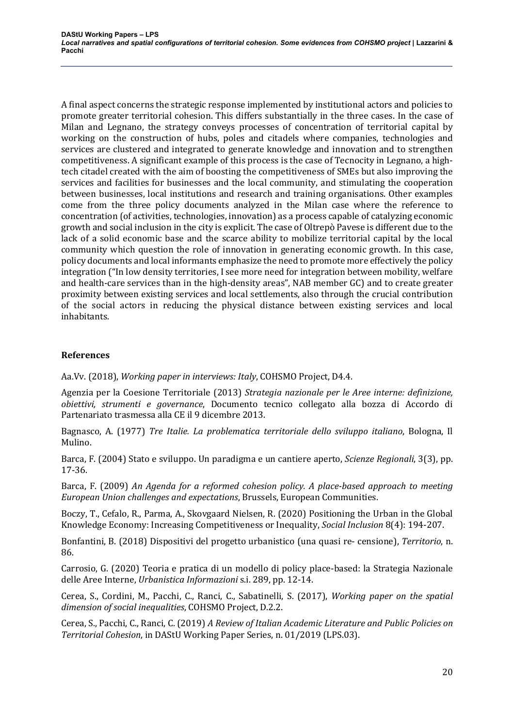A final aspect concerns the strategic response implemented by institutional actors and policies to promote greater territorial cohesion. This differs substantially in the three cases. In the case of Milan and Legnano, the strategy conveys processes of concentration of territorial capital by working on the construction of hubs, poles and citadels where companies, technologies and services are clustered and integrated to generate knowledge and innovation and to strengthen competitiveness. A significant example of this process is the case of Tecnocity in Legnano, a high-tech citadel created with the aim of boosting the competitiveness of SMEs but also improving the services and facilities for businesses and the local community, and stimulating the cooperation between businesses, local institutions and research and training organisations. Other examples come from the three policy documents analyzed in the Milan case where the reference to concentration (of activities, technologies, innovation) as a process capable of catalyzing economic growth and social inclusion in the city is explicit. The case of Oltrepò Pavese is different due to the lack of a solid economic base and the scarce ability to mobilize territorial capital by the local community which question the role of innovation in generating economic growth. In this case, policy documents and local informants emphasize the need to promote more effectively the policy integration ("In low density territories, I see more need for integration between mobility, welfare and health-care services than in the high-density areas", NAB member GC) and to create greater proximity between existing services and local settlements, also through the crucial contribution of the social actors in reducing the physical distance between existing services and local inhabitants.

## References

Aa.Vv. (2018), *Working paper in interviews: Italy*, COHSMO Project, D4.4.

Agenzia per la Coesione Territoriale (2013) *Strategia nazionale per le Aree interne: definizione, obiettivi, strumenti e governance*, Documento tecnico collegato alla bozza di Accordo di Partenariato trasmessa alla CE il 9 dicembre 2013.

Bagnasco, A. (1977) *Tre Italie. La problematica territoriale dello sviluppo italiano*, Bologna, Il Mulino.

Barca, F. (2004) Stato e sviluppo. Un paradigma e un cantiere aperto, *Scienze Regionali*, 3(3), pp. 17-36.

Barca, F. (2009) *An Agenda for a reformed cohesion policy. A place-based approach to meeting European Union challenges and expectations*, Brussels, European Communities.

Boczy, T., Cefalo, R., Parma, A., Skovgaard Nielsen, R. (2020) Positioning the Urban in the Global Knowledge Economy: Increasing Competitiveness or Inequality, *Social Inclusion* 8(4): 194-207.

Bonfantini, B. (2018) Dispositivi del progetto urbanistico (una quasi re- censione), *Territorio*, n. 86.

Carrosio, G. (2020) Teoria e pratica di un modello di policy place-based: la Strategia Nazionale delle Aree Interne, *Urbanistica Informazioni* s.i. 289, pp. 12-14.

Cerea, S., Cordini, M., Pacchi, C., Ranci, C., Sabatinelli, S. (2017), *Working paper on the spatial dimension of social inequalities*, COHSMO Project, D.2.2.

Cerea, S., Pacchi, C., Ranci, C. (2019) *A Review of Italian Academic Literature and Public Policies on Territorial Cohesion*, in DAStU Working Paper Series, n. 01/2019 (LPS.03).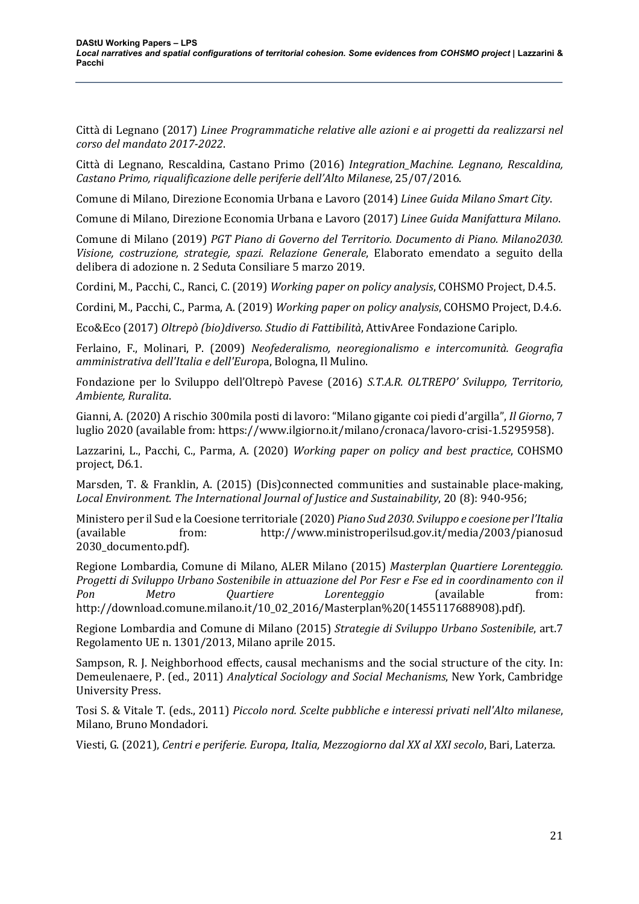Città di Legnano (2017) *Linee Programmatiche relative alle azioni e ai progetti da realizzarsi nel corso del mandato 2017-2022*.

Città di Legnano, Rescaldina, Castano Primo (2016) *Integration_Machine. Legnano, Rescaldina, Castano Primo, riqualificazione delle periferie dell'Alto Milanese*, 25/07/2016.

Comune di Milano, Direzione Economia Urbana e Lavoro (2014) *Linee Guida Milano Smart City*.

Comune di Milano, Direzione Economia Urbana e Lavoro (2017) *Linee Guida Manifattura Milano*.

Comune di Milano (2019) *PGT Piano di Governo del Territorio. Documento di Piano. Milano2030. Visione, costruzione, strategie, spazi. Relazione Generale*, Elaborato emendato a seguito della delibera di adozione n. 2 Seduta Consiliare 5 marzo 2019.

Cordini, M., Pacchi, C., Ranci, C. (2019) *Working paper on policy analysis*, COHSMO Project, D.4.5.

Cordini, M., Pacchi, C., Parma, A. (2019) *Working paper on policy analysis*, COHSMO Project, D.4.6.

Eco&Eco (2017) *Oltrepò (bio)diverso. Studio di Fattibilità*, AttivAree Fondazione Cariplo.

Ferlaino, F., Molinari, P. (2009) *Neofederalismo, neoregionalismo e intercomunità. Geografia amministrativa dell'Italia e dell'Europ*a, Bologna, Il Mulino.

Fondazione per lo Sviluppo dell'Oltrepò Pavese (2016) *S.T.A.R. OLTREPO' Sviluppo, Territorio, Ambiente, Ruralita*.

Gianni, A. (2020) A rischio 300mila posti di lavoro: "Milano gigante coi piedi d'argilla", *Il Giorno*, 7 luglio 2020 (available from: https://www.ilgiorno.it/milano/cronaca/lavoro-crisi-1.5295958).

Lazzarini, L., Pacchi, C., Parma, A. (2020) *Working paper on policy and best practice*, COHSMO project, D6.1.

Marsden, T. & Franklin, A. (2015) (Dis)connected communities and sustainable place-making, *Local Environment. The International Journal of Justice and Sustainability*, 20 (8): 940-956;

Ministero per il Sud e la Coesione territoriale (2020) *Piano Sud 2030. Sviluppo e coesione per l'Italia* (available from: http://www.ministroperilsud.gov.it/media/2003/pianosud 2030_documento.pdf).

Regione Lombardia, Comune di Milano, ALER Milano (2015) *Masterplan Quartiere Lorenteggio. Progetti di Sviluppo Urbano Sostenibile in attuazione del Por Fesr e Fse ed in coordinamento con il Pon Metro Quartiere Lorenteggio* (available from: http://download.comune.milano.it/10_02_2016/Masterplan%20(1455117688908).pdf).

Regione Lombardia and Comune di Milano (2015) *Strategie di Sviluppo Urbano Sostenibile*, art.7 Regolamento UE n. 1301/2013, Milano aprile 2015.

Sampson, R. J. Neighborhood effects, causal mechanisms and the social structure of the city. In: Demeulenaere, P. (ed., 2011) *Analytical Sociology and Social Mechanisms*, New York, Cambridge University Press.

Tosi S. & Vitale T. (eds., 2011) *Piccolo nord. Scelte pubbliche e interessi privati nell'Alto milanese*, Milano, Bruno Mondadori.

Viesti, G. (2021), *Centri e periferie. Europa, Italia, Mezzogiorno dal XX al XXI secolo*, Bari, Laterza.